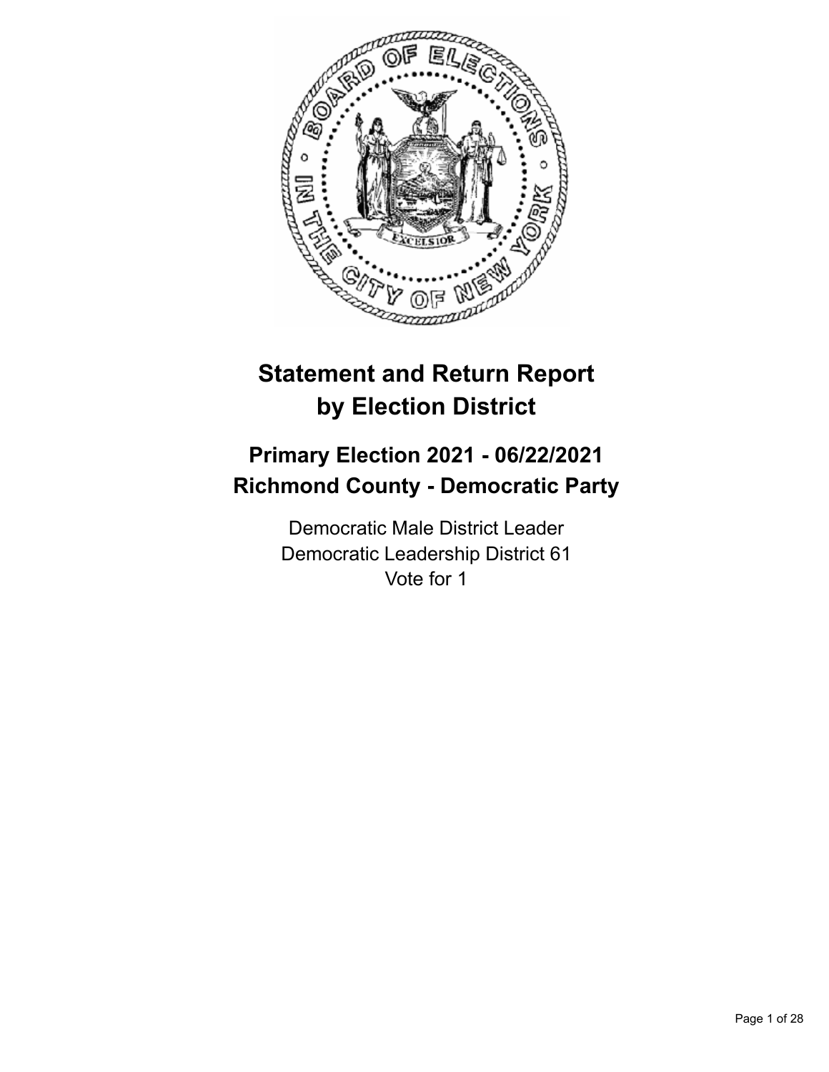# Statement and Return Report by Election District

## Primary Election 2021 - 06/22/2021
## Richmond County - Democratic Party

Democratic Male District Leader
Democratic Leadership District 61
Vote for 1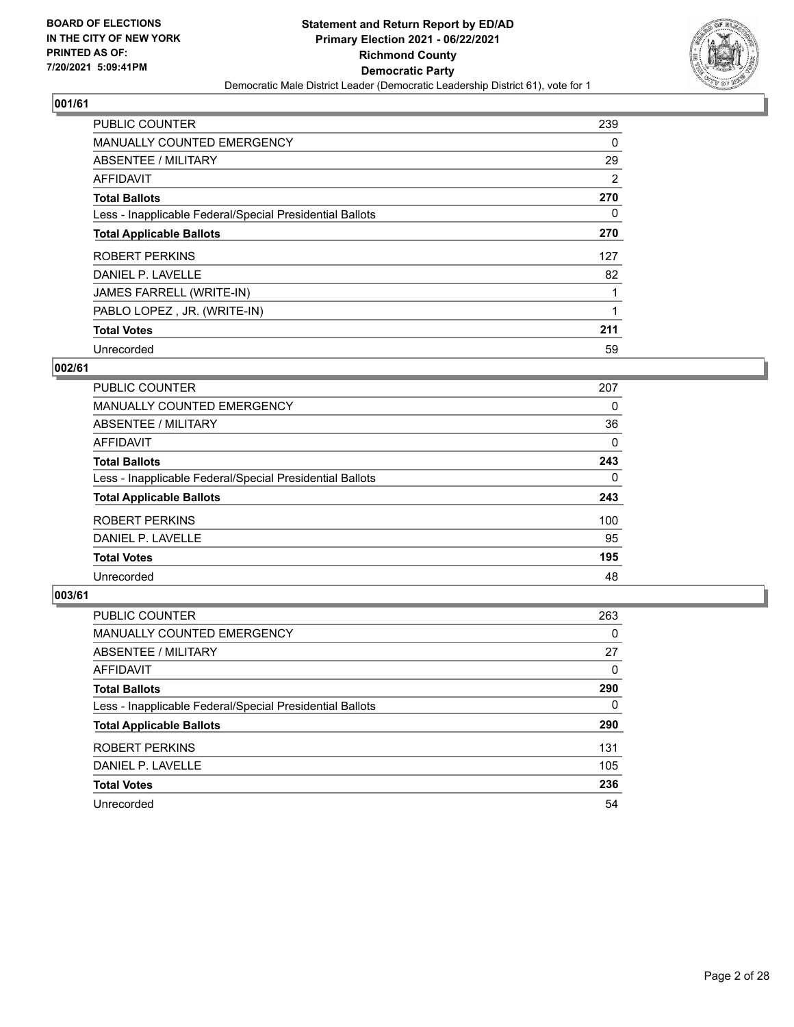BOARD OF ELECTIONS
IN THE CITY OF NEW YORK
PRINTED AS OF:
7/20/2021 5:09:41PM

**Statement and Return Report by ED/AD**
**Primary Election 2021 - 06/22/2021**
**Richmond County**
**Democratic Party**
Democratic Male District Leader (Democratic Leadership District 61), vote for 1

## 001/61

| | |
|---|---|
| PUBLIC COUNTER | 239 |
| MANUALLY COUNTED EMERGENCY | 0 |
| ABSENTEE / MILITARY | 29 |
| AFFIDAVIT | 2 |
| **Total Ballots** | **270** |
| Less - Inapplicable Federal/Special Presidential Ballots | 0 |
| **Total Applicable Ballots** | **270** |
| ROBERT PERKINS | 127 |
| DANIEL P. LAVELLE | 82 |
| JAMES FARRELL (WRITE-IN) | 1 |
| PABLO LOPEZ , JR. (WRITE-IN) | 1 |
| **Total Votes** | **211** |
| Unrecorded | 59 |

## 002/61

| | |
|---|---|
| PUBLIC COUNTER | 207 |
| MANUALLY COUNTED EMERGENCY | 0 |
| ABSENTEE / MILITARY | 36 |
| AFFIDAVIT | 0 |
| **Total Ballots** | **243** |
| Less - Inapplicable Federal/Special Presidential Ballots | 0 |
| **Total Applicable Ballots** | **243** |
| ROBERT PERKINS | 100 |
| DANIEL P. LAVELLE | 95 |
| **Total Votes** | **195** |
| Unrecorded | 48 |

## 003/61

| | |
|---|---|
| PUBLIC COUNTER | 263 |
| MANUALLY COUNTED EMERGENCY | 0 |
| ABSENTEE / MILITARY | 27 |
| AFFIDAVIT | 0 |
| **Total Ballots** | **290** |
| Less - Inapplicable Federal/Special Presidential Ballots | 0 |
| **Total Applicable Ballots** | **290** |
| ROBERT PERKINS | 131 |
| DANIEL P. LAVELLE | 105 |
| **Total Votes** | **236** |
| Unrecorded | 54 |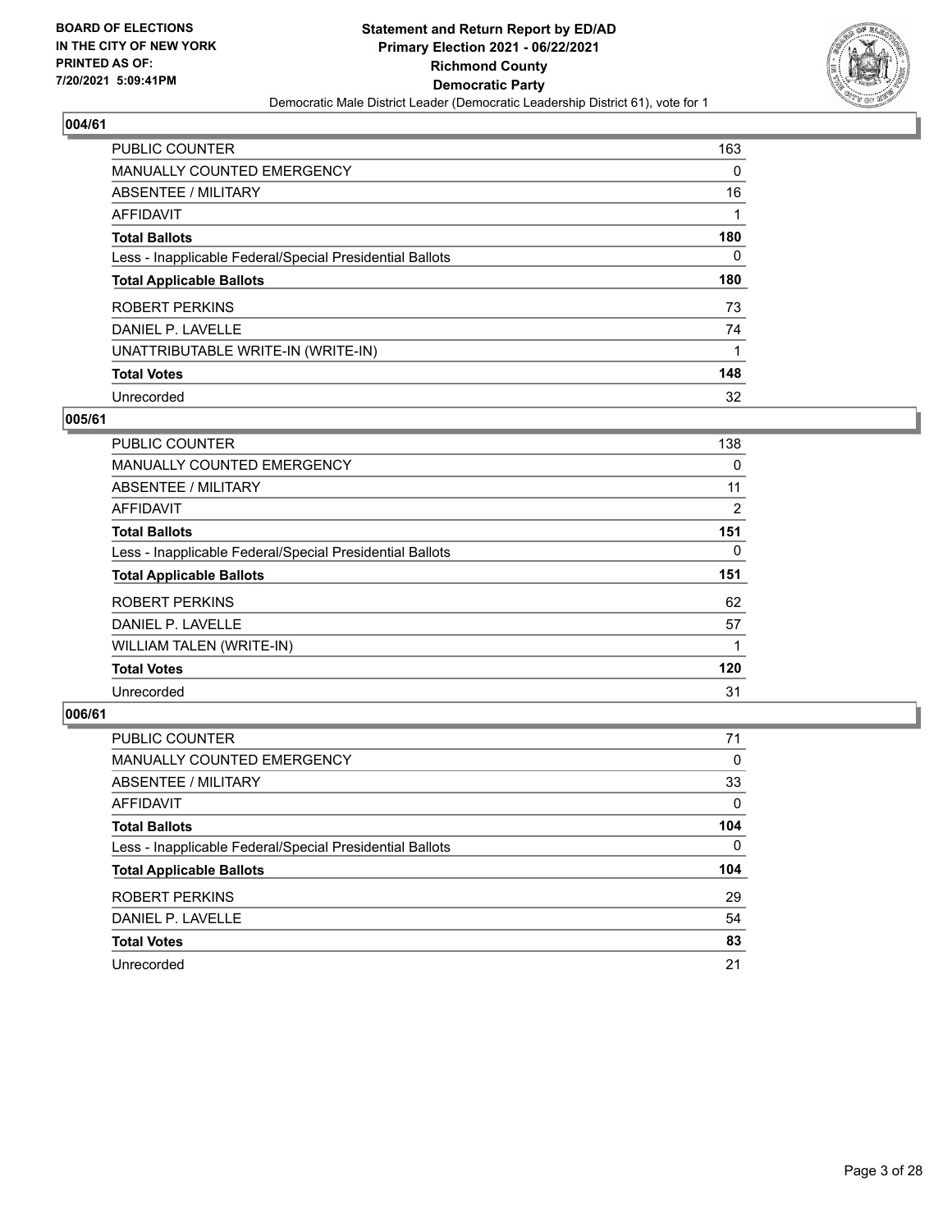**BOARD OF ELECTIONS IN THE CITY OF NEW YORK PRINTED AS OF: 7/20/2021 5:09:41PM**

**Statement and Return Report by ED/AD Primary Election 2021 - 06/22/2021 Richmond County Democratic Party**

Democratic Male District Leader (Democratic Leadership District 61), vote for 1

### 004/61

| | |
|---|---|
| PUBLIC COUNTER | 163 |
| MANUALLY COUNTED EMERGENCY | 0 |
| ABSENTEE / MILITARY | 16 |
| AFFIDAVIT | 1 |
| **Total Ballots** | **180** |
| Less - Inapplicable Federal/Special Presidential Ballots | 0 |
| **Total Applicable Ballots** | **180** |
| ROBERT PERKINS | 73 |
| DANIEL P. LAVELLE | 74 |
| UNATTRIBUTABLE WRITE-IN (WRITE-IN) | 1 |
| **Total Votes** | **148** |
| Unrecorded | 32 |

### 005/61

| | |
|---|---|
| PUBLIC COUNTER | 138 |
| MANUALLY COUNTED EMERGENCY | 0 |
| ABSENTEE / MILITARY | 11 |
| AFFIDAVIT | 2 |
| **Total Ballots** | **151** |
| Less - Inapplicable Federal/Special Presidential Ballots | 0 |
| **Total Applicable Ballots** | **151** |
| ROBERT PERKINS | 62 |
| DANIEL P. LAVELLE | 57 |
| WILLIAM TALEN (WRITE-IN) | 1 |
| **Total Votes** | **120** |
| Unrecorded | 31 |

### 006/61

| | |
|---|---|
| PUBLIC COUNTER | 71 |
| MANUALLY COUNTED EMERGENCY | 0 |
| ABSENTEE / MILITARY | 33 |
| AFFIDAVIT | 0 |
| **Total Ballots** | **104** |
| Less - Inapplicable Federal/Special Presidential Ballots | 0 |
| **Total Applicable Ballots** | **104** |
| ROBERT PERKINS | 29 |
| DANIEL P. LAVELLE | 54 |
| **Total Votes** | **83** |
| Unrecorded | 21 |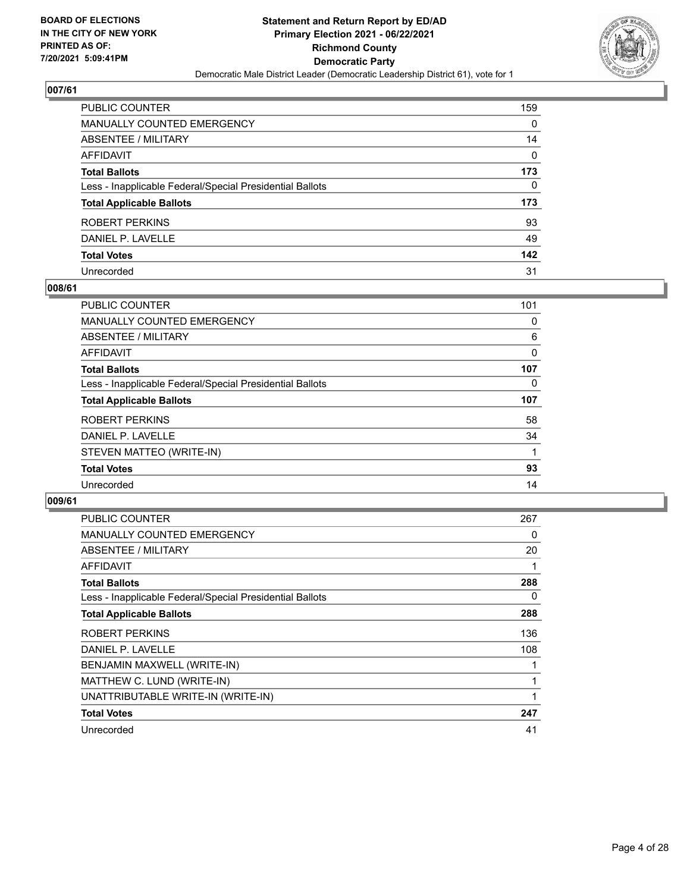BOARD OF ELECTIONS
IN THE CITY OF NEW YORK
PRINTED AS OF:
7/20/2021 5:09:41PM

**Statement and Return Report by ED/AD**
**Primary Election 2021 - 06/22/2021**
**Richmond County**
**Democratic Party**
Democratic Male District Leader (Democratic Leadership District 61), vote for 1

## 007/61

| | |
|---|---|
| PUBLIC COUNTER | 159 |
| MANUALLY COUNTED EMERGENCY | 0 |
| ABSENTEE / MILITARY | 14 |
| AFFIDAVIT | 0 |
| **Total Ballots** | **173** |
| Less - Inapplicable Federal/Special Presidential Ballots | 0 |
| **Total Applicable Ballots** | **173** |
| ROBERT PERKINS | 93 |
| DANIEL P. LAVELLE | 49 |
| **Total Votes** | **142** |
| Unrecorded | 31 |

## 008/61

| | |
|---|---|
| PUBLIC COUNTER | 101 |
| MANUALLY COUNTED EMERGENCY | 0 |
| ABSENTEE / MILITARY | 6 |
| AFFIDAVIT | 0 |
| **Total Ballots** | **107** |
| Less - Inapplicable Federal/Special Presidential Ballots | 0 |
| **Total Applicable Ballots** | **107** |
| ROBERT PERKINS | 58 |
| DANIEL P. LAVELLE | 34 |
| STEVEN MATTEO (WRITE-IN) | 1 |
| **Total Votes** | **93** |
| Unrecorded | 14 |

## 009/61

| | |
|---|---|
| PUBLIC COUNTER | 267 |
| MANUALLY COUNTED EMERGENCY | 0 |
| ABSENTEE / MILITARY | 20 |
| AFFIDAVIT | 1 |
| **Total Ballots** | **288** |
| Less - Inapplicable Federal/Special Presidential Ballots | 0 |
| **Total Applicable Ballots** | **288** |
| ROBERT PERKINS | 136 |
| DANIEL P. LAVELLE | 108 |
| BENJAMIN MAXWELL (WRITE-IN) | 1 |
| MATTHEW C. LUND (WRITE-IN) | 1 |
| UNATTRIBUTABLE WRITE-IN (WRITE-IN) | 1 |
| **Total Votes** | **247** |
| Unrecorded | 41 |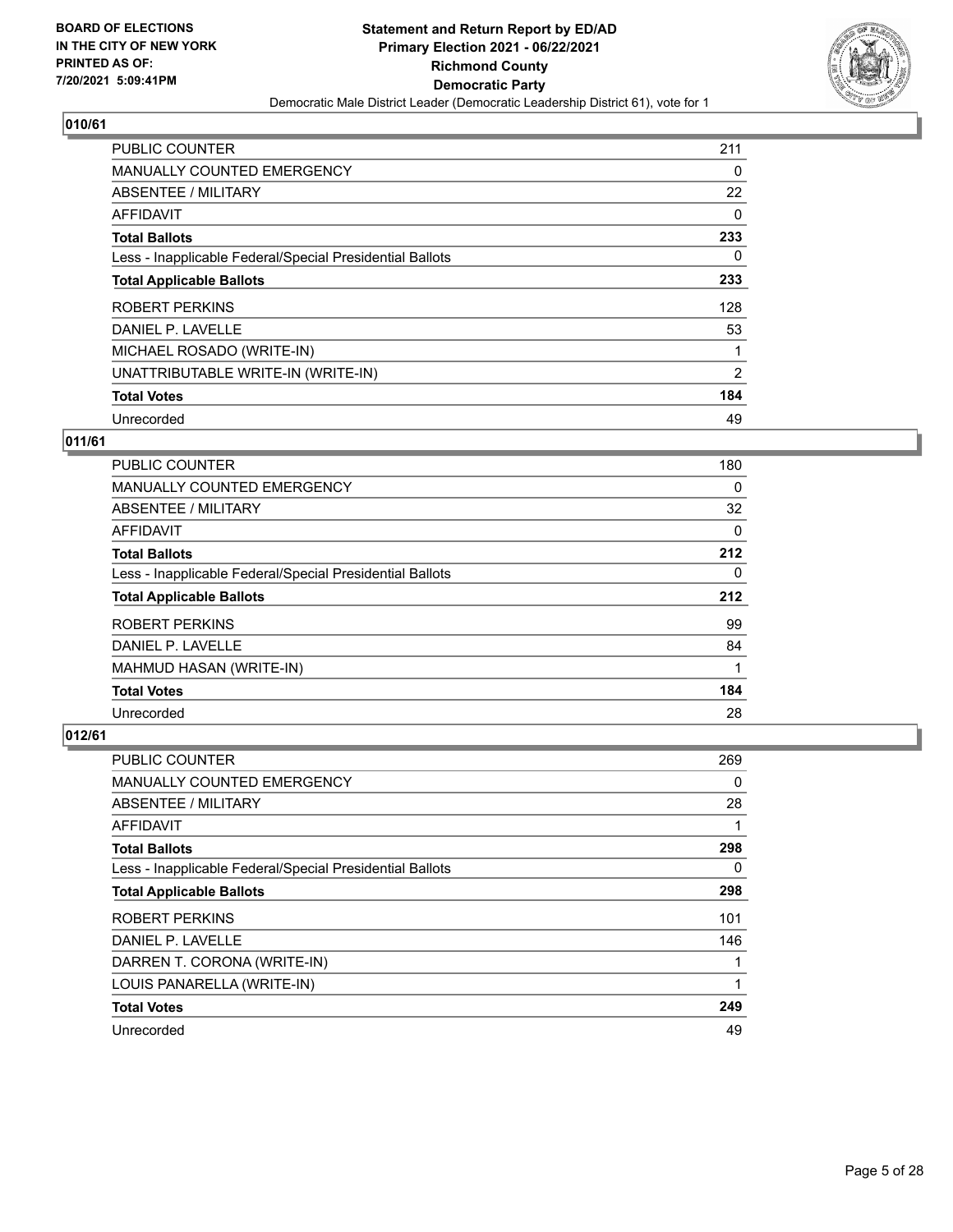**BOARD OF ELECTIONS IN THE CITY OF NEW YORK PRINTED AS OF: 7/20/2021 5:09:41PM**

**Statement and Return Report by ED/AD Primary Election 2021 - 06/22/2021 Richmond County Democratic Party**

Democratic Male District Leader (Democratic Leadership District 61), vote for 1

## 010/61

| | |
|---|---|
| PUBLIC COUNTER | 211 |
| MANUALLY COUNTED EMERGENCY | 0 |
| ABSENTEE / MILITARY | 22 |
| AFFIDAVIT | 0 |
| **Total Ballots** | **233** |
| Less - Inapplicable Federal/Special Presidential Ballots | 0 |
| **Total Applicable Ballots** | **233** |
| ROBERT PERKINS | 128 |
| DANIEL P. LAVELLE | 53 |
| MICHAEL ROSADO (WRITE-IN) | 1 |
| UNATTRIBUTABLE WRITE-IN (WRITE-IN) | 2 |
| **Total Votes** | **184** |
| Unrecorded | 49 |

## 011/61

| | |
|---|---|
| PUBLIC COUNTER | 180 |
| MANUALLY COUNTED EMERGENCY | 0 |
| ABSENTEE / MILITARY | 32 |
| AFFIDAVIT | 0 |
| **Total Ballots** | **212** |
| Less - Inapplicable Federal/Special Presidential Ballots | 0 |
| **Total Applicable Ballots** | **212** |
| ROBERT PERKINS | 99 |
| DANIEL P. LAVELLE | 84 |
| MAHMUD HASAN (WRITE-IN) | 1 |
| **Total Votes** | **184** |
| Unrecorded | 28 |

## 012/61

| | |
|---|---|
| PUBLIC COUNTER | 269 |
| MANUALLY COUNTED EMERGENCY | 0 |
| ABSENTEE / MILITARY | 28 |
| AFFIDAVIT | 1 |
| **Total Ballots** | **298** |
| Less - Inapplicable Federal/Special Presidential Ballots | 0 |
| **Total Applicable Ballots** | **298** |
| ROBERT PERKINS | 101 |
| DANIEL P. LAVELLE | 146 |
| DARREN T. CORONA (WRITE-IN) | 1 |
| LOUIS PANARELLA (WRITE-IN) | 1 |
| **Total Votes** | **249** |
| Unrecorded | 49 |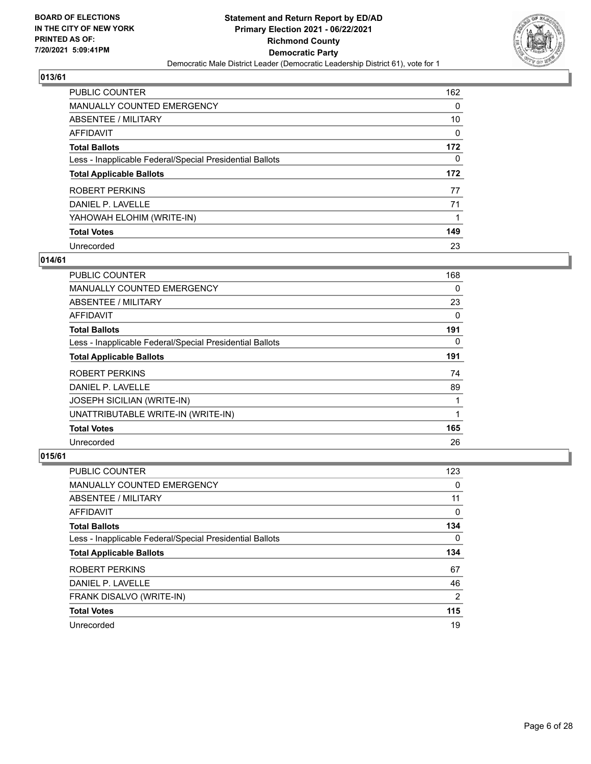**BOARD OF ELECTIONS IN THE CITY OF NEW YORK PRINTED AS OF: 7/20/2021 5:09:41PM**

**Statement and Return Report by ED/AD Primary Election 2021 - 06/22/2021 Richmond County Democratic Party**

Democratic Male District Leader (Democratic Leadership District 61), vote for 1

## 013/61

| | |
|---|---|
| PUBLIC COUNTER | 162 |
| MANUALLY COUNTED EMERGENCY | 0 |
| ABSENTEE / MILITARY | 10 |
| AFFIDAVIT | 0 |
| **Total Ballots** | **172** |
| Less - Inapplicable Federal/Special Presidential Ballots | 0 |
| **Total Applicable Ballots** | **172** |
| ROBERT PERKINS | 77 |
| DANIEL P. LAVELLE | 71 |
| YAHOWAH ELOHIM (WRITE-IN) | 1 |
| **Total Votes** | **149** |
| Unrecorded | 23 |

## 014/61

| | |
|---|---|
| PUBLIC COUNTER | 168 |
| MANUALLY COUNTED EMERGENCY | 0 |
| ABSENTEE / MILITARY | 23 |
| AFFIDAVIT | 0 |
| **Total Ballots** | **191** |
| Less - Inapplicable Federal/Special Presidential Ballots | 0 |
| **Total Applicable Ballots** | **191** |
| ROBERT PERKINS | 74 |
| DANIEL P. LAVELLE | 89 |
| JOSEPH SICILIAN (WRITE-IN) | 1 |
| UNATTRIBUTABLE WRITE-IN (WRITE-IN) | 1 |
| **Total Votes** | **165** |
| Unrecorded | 26 |

## 015/61

| | |
|---|---|
| PUBLIC COUNTER | 123 |
| MANUALLY COUNTED EMERGENCY | 0 |
| ABSENTEE / MILITARY | 11 |
| AFFIDAVIT | 0 |
| **Total Ballots** | **134** |
| Less - Inapplicable Federal/Special Presidential Ballots | 0 |
| **Total Applicable Ballots** | **134** |
| ROBERT PERKINS | 67 |
| DANIEL P. LAVELLE | 46 |
| FRANK DISALVO (WRITE-IN) | 2 |
| **Total Votes** | **115** |
| Unrecorded | 19 |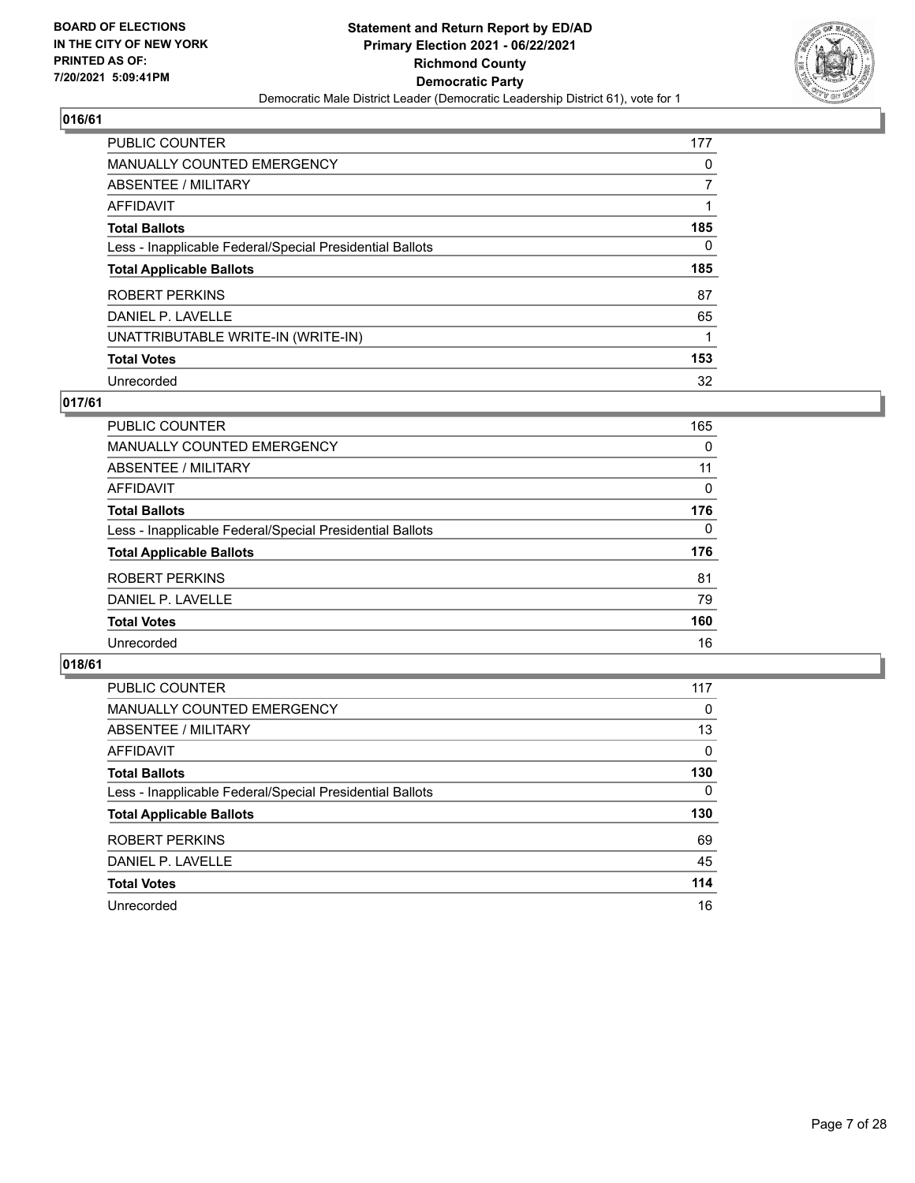**BOARD OF ELECTIONS IN THE CITY OF NEW YORK PRINTED AS OF: 7/20/2021 5:09:41PM**

**Statement and Return Report by ED/AD Primary Election 2021 - 06/22/2021 Richmond County Democratic Party**

Democratic Male District Leader (Democratic Leadership District 61), vote for 1

## 016/61

| | |
|---|---|
| PUBLIC COUNTER | 177 |
| MANUALLY COUNTED EMERGENCY | 0 |
| ABSENTEE / MILITARY | 7 |
| AFFIDAVIT | 1 |
| **Total Ballots** | **185** |
| Less - Inapplicable Federal/Special Presidential Ballots | 0 |
| **Total Applicable Ballots** | **185** |
| ROBERT PERKINS | 87 |
| DANIEL P. LAVELLE | 65 |
| UNATTRIBUTABLE WRITE-IN (WRITE-IN) | 1 |
| **Total Votes** | **153** |
| Unrecorded | 32 |

## 017/61

| | |
|---|---|
| PUBLIC COUNTER | 165 |
| MANUALLY COUNTED EMERGENCY | 0 |
| ABSENTEE / MILITARY | 11 |
| AFFIDAVIT | 0 |
| **Total Ballots** | **176** |
| Less - Inapplicable Federal/Special Presidential Ballots | 0 |
| **Total Applicable Ballots** | **176** |
| ROBERT PERKINS | 81 |
| DANIEL P. LAVELLE | 79 |
| **Total Votes** | **160** |
| Unrecorded | 16 |

## 018/61

| | |
|---|---|
| PUBLIC COUNTER | 117 |
| MANUALLY COUNTED EMERGENCY | 0 |
| ABSENTEE / MILITARY | 13 |
| AFFIDAVIT | 0 |
| **Total Ballots** | **130** |
| Less - Inapplicable Federal/Special Presidential Ballots | 0 |
| **Total Applicable Ballots** | **130** |
| ROBERT PERKINS | 69 |
| DANIEL P. LAVELLE | 45 |
| **Total Votes** | **114** |
| Unrecorded | 16 |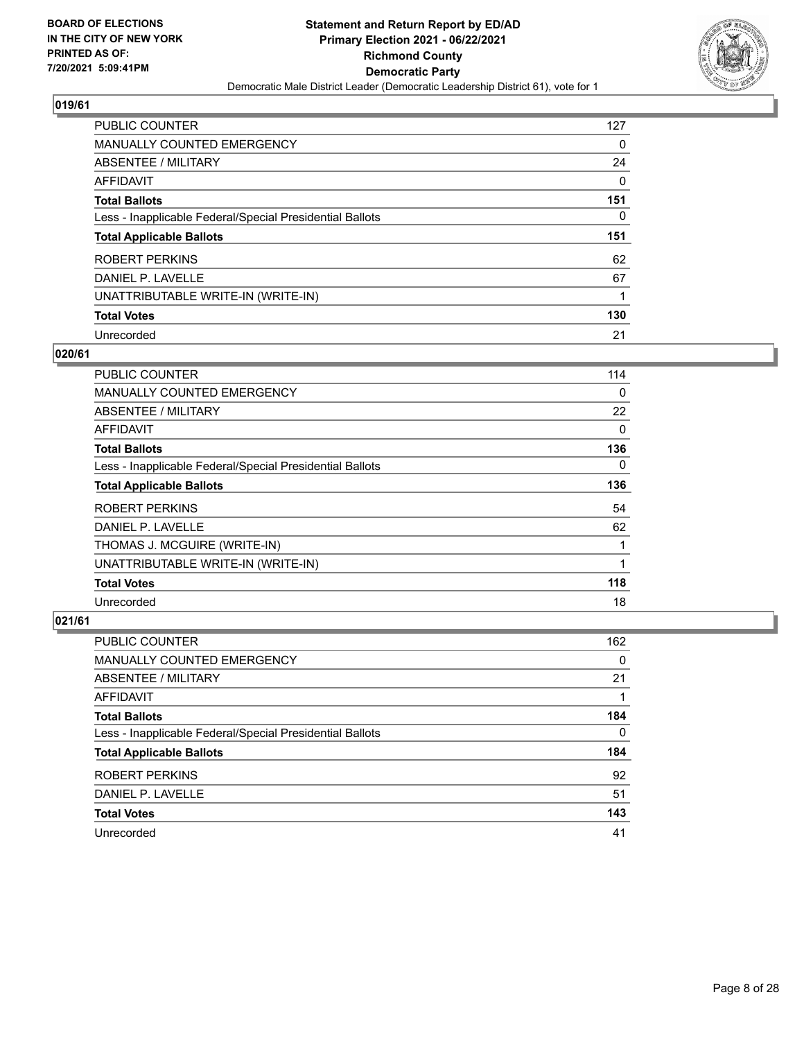## 019/61

| | |
|---|---|
| PUBLIC COUNTER | 127 |
| MANUALLY COUNTED EMERGENCY | 0 |
| ABSENTEE / MILITARY | 24 |
| AFFIDAVIT | 0 |
| **Total Ballots** | **151** |
| Less - Inapplicable Federal/Special Presidential Ballots | 0 |
| **Total Applicable Ballots** | **151** |
| ROBERT PERKINS | 62 |
| DANIEL P. LAVELLE | 67 |
| UNATTRIBUTABLE WRITE-IN (WRITE-IN) | 1 |
| **Total Votes** | **130** |
| Unrecorded | 21 |

## 020/61

| | |
|---|---|
| PUBLIC COUNTER | 114 |
| MANUALLY COUNTED EMERGENCY | 0 |
| ABSENTEE / MILITARY | 22 |
| AFFIDAVIT | 0 |
| **Total Ballots** | **136** |
| Less - Inapplicable Federal/Special Presidential Ballots | 0 |
| **Total Applicable Ballots** | **136** |
| ROBERT PERKINS | 54 |
| DANIEL P. LAVELLE | 62 |
| THOMAS J. MCGUIRE (WRITE-IN) | 1 |
| UNATTRIBUTABLE WRITE-IN (WRITE-IN) | 1 |
| **Total Votes** | **118** |
| Unrecorded | 18 |

## 021/61

| | |
|---|---|
| PUBLIC COUNTER | 162 |
| MANUALLY COUNTED EMERGENCY | 0 |
| ABSENTEE / MILITARY | 21 |
| AFFIDAVIT | 1 |
| **Total Ballots** | **184** |
| Less - Inapplicable Federal/Special Presidential Ballots | 0 |
| **Total Applicable Ballots** | **184** |
| ROBERT PERKINS | 92 |
| DANIEL P. LAVELLE | 51 |
| **Total Votes** | **143** |
| Unrecorded | 41 |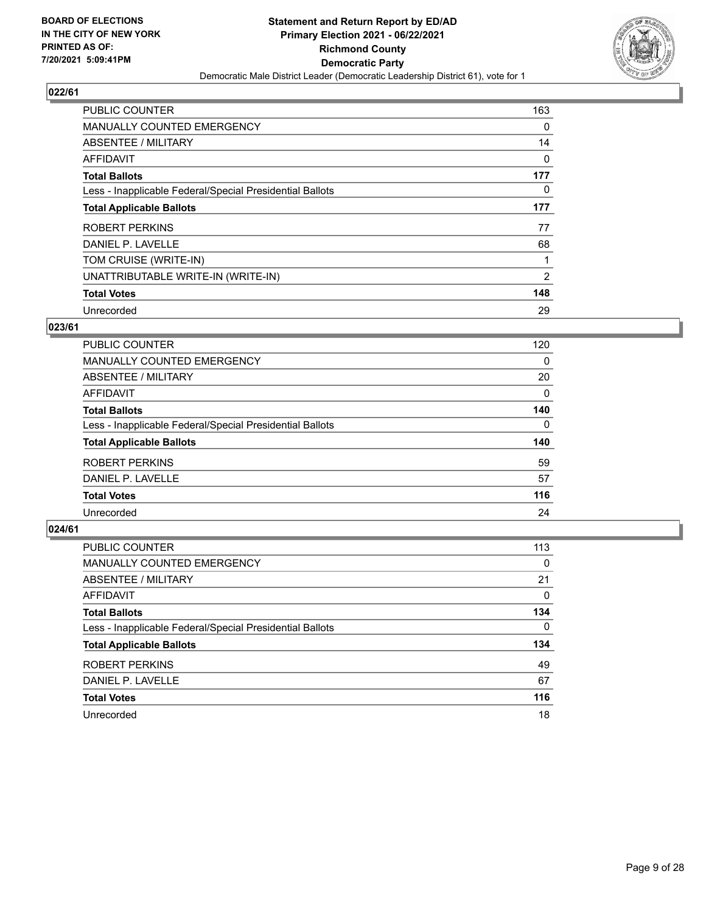BOARD OF ELECTIONS
IN THE CITY OF NEW YORK
PRINTED AS OF:
7/20/2021 5:09:41PM

**Statement and Return Report by ED/AD**
**Primary Election 2021 - 06/22/2021**
**Richmond County**
**Democratic Party**
Democratic Male District Leader (Democratic Leadership District 61), vote for 1

## 022/61

| | |
|---|---|
| PUBLIC COUNTER | 163 |
| MANUALLY COUNTED EMERGENCY | 0 |
| ABSENTEE / MILITARY | 14 |
| AFFIDAVIT | 0 |
| **Total Ballots** | **177** |
| Less - Inapplicable Federal/Special Presidential Ballots | 0 |
| **Total Applicable Ballots** | **177** |
| ROBERT PERKINS | 77 |
| DANIEL P. LAVELLE | 68 |
| TOM CRUISE (WRITE-IN) | 1 |
| UNATTRIBUTABLE WRITE-IN (WRITE-IN) | 2 |
| **Total Votes** | **148** |
| Unrecorded | 29 |

## 023/61

| | |
|---|---|
| PUBLIC COUNTER | 120 |
| MANUALLY COUNTED EMERGENCY | 0 |
| ABSENTEE / MILITARY | 20 |
| AFFIDAVIT | 0 |
| **Total Ballots** | **140** |
| Less - Inapplicable Federal/Special Presidential Ballots | 0 |
| **Total Applicable Ballots** | **140** |
| ROBERT PERKINS | 59 |
| DANIEL P. LAVELLE | 57 |
| **Total Votes** | **116** |
| Unrecorded | 24 |

## 024/61

| | |
|---|---|
| PUBLIC COUNTER | 113 |
| MANUALLY COUNTED EMERGENCY | 0 |
| ABSENTEE / MILITARY | 21 |
| AFFIDAVIT | 0 |
| **Total Ballots** | **134** |
| Less - Inapplicable Federal/Special Presidential Ballots | 0 |
| **Total Applicable Ballots** | **134** |
| ROBERT PERKINS | 49 |
| DANIEL P. LAVELLE | 67 |
| **Total Votes** | **116** |
| Unrecorded | 18 |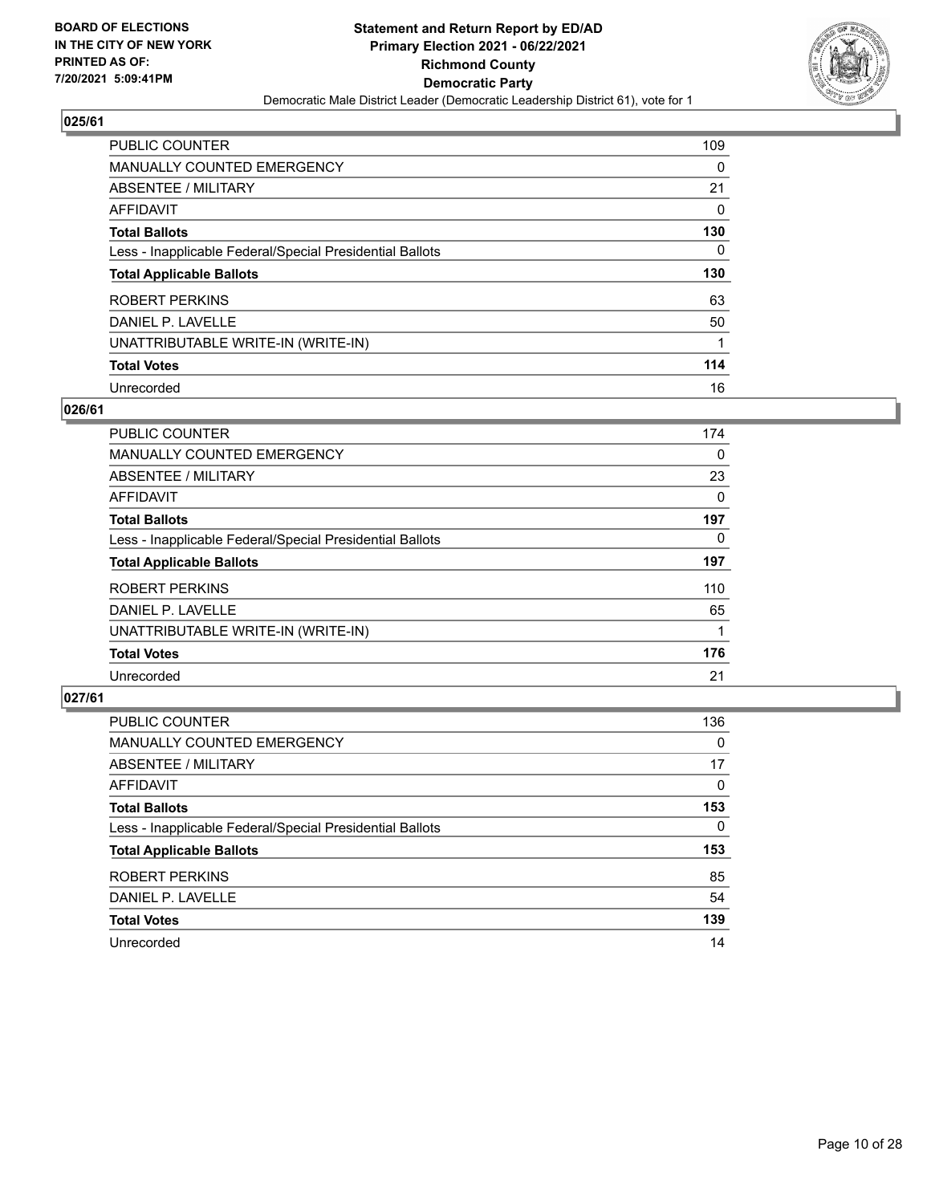BOARD OF ELECTIONS
IN THE CITY OF NEW YORK
PRINTED AS OF:
7/20/2021 5:09:41PM

**Statement and Return Report by ED/AD**
**Primary Election 2021 - 06/22/2021**
**Richmond County**
**Democratic Party**
Democratic Male District Leader (Democratic Leadership District 61), vote for 1

## 025/61

| | |
|---|---|
| PUBLIC COUNTER | 109 |
| MANUALLY COUNTED EMERGENCY | 0 |
| ABSENTEE / MILITARY | 21 |
| AFFIDAVIT | 0 |
| **Total Ballots** | **130** |
| Less - Inapplicable Federal/Special Presidential Ballots | 0 |
| **Total Applicable Ballots** | **130** |
| ROBERT PERKINS | 63 |
| DANIEL P. LAVELLE | 50 |
| UNATTRIBUTABLE WRITE-IN (WRITE-IN) | 1 |
| **Total Votes** | **114** |
| Unrecorded | 16 |

## 026/61

| | |
|---|---|
| PUBLIC COUNTER | 174 |
| MANUALLY COUNTED EMERGENCY | 0 |
| ABSENTEE / MILITARY | 23 |
| AFFIDAVIT | 0 |
| **Total Ballots** | **197** |
| Less - Inapplicable Federal/Special Presidential Ballots | 0 |
| **Total Applicable Ballots** | **197** |
| ROBERT PERKINS | 110 |
| DANIEL P. LAVELLE | 65 |
| UNATTRIBUTABLE WRITE-IN (WRITE-IN) | 1 |
| **Total Votes** | **176** |
| Unrecorded | 21 |

## 027/61

| | |
|---|---|
| PUBLIC COUNTER | 136 |
| MANUALLY COUNTED EMERGENCY | 0 |
| ABSENTEE / MILITARY | 17 |
| AFFIDAVIT | 0 |
| **Total Ballots** | **153** |
| Less - Inapplicable Federal/Special Presidential Ballots | 0 |
| **Total Applicable Ballots** | **153** |
| ROBERT PERKINS | 85 |
| DANIEL P. LAVELLE | 54 |
| **Total Votes** | **139** |
| Unrecorded | 14 |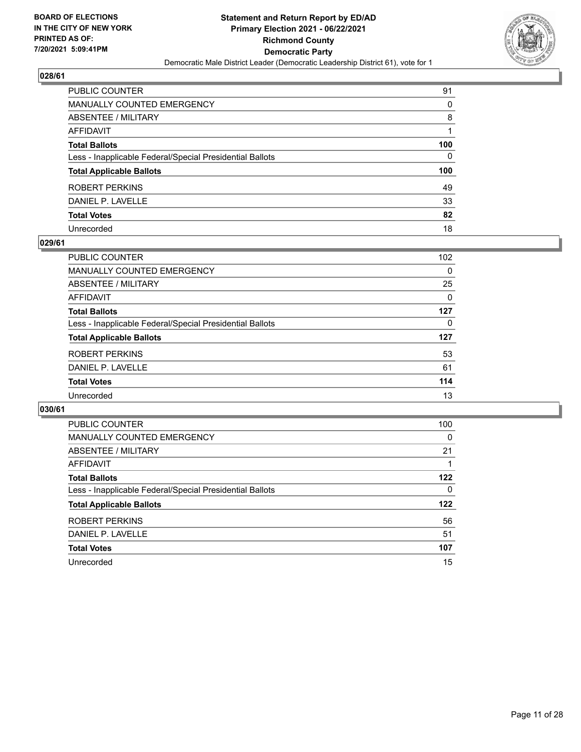## 028/61

| | |
|---|---|
| PUBLIC COUNTER | 91 |
| MANUALLY COUNTED EMERGENCY | 0 |
| ABSENTEE / MILITARY | 8 |
| AFFIDAVIT | 1 |
| **Total Ballots** | **100** |
| Less - Inapplicable Federal/Special Presidential Ballots | 0 |
| **Total Applicable Ballots** | **100** |
| ROBERT PERKINS | 49 |
| DANIEL P. LAVELLE | 33 |
| **Total Votes** | **82** |
| Unrecorded | 18 |

## 029/61

| | |
|---|---|
| PUBLIC COUNTER | 102 |
| MANUALLY COUNTED EMERGENCY | 0 |
| ABSENTEE / MILITARY | 25 |
| AFFIDAVIT | 0 |
| **Total Ballots** | **127** |
| Less - Inapplicable Federal/Special Presidential Ballots | 0 |
| **Total Applicable Ballots** | **127** |
| ROBERT PERKINS | 53 |
| DANIEL P. LAVELLE | 61 |
| **Total Votes** | **114** |
| Unrecorded | 13 |

## 030/61

| | |
|---|---|
| PUBLIC COUNTER | 100 |
| MANUALLY COUNTED EMERGENCY | 0 |
| ABSENTEE / MILITARY | 21 |
| AFFIDAVIT | 1 |
| **Total Ballots** | **122** |
| Less - Inapplicable Federal/Special Presidential Ballots | 0 |
| **Total Applicable Ballots** | **122** |
| ROBERT PERKINS | 56 |
| DANIEL P. LAVELLE | 51 |
| **Total Votes** | **107** |
| Unrecorded | 15 |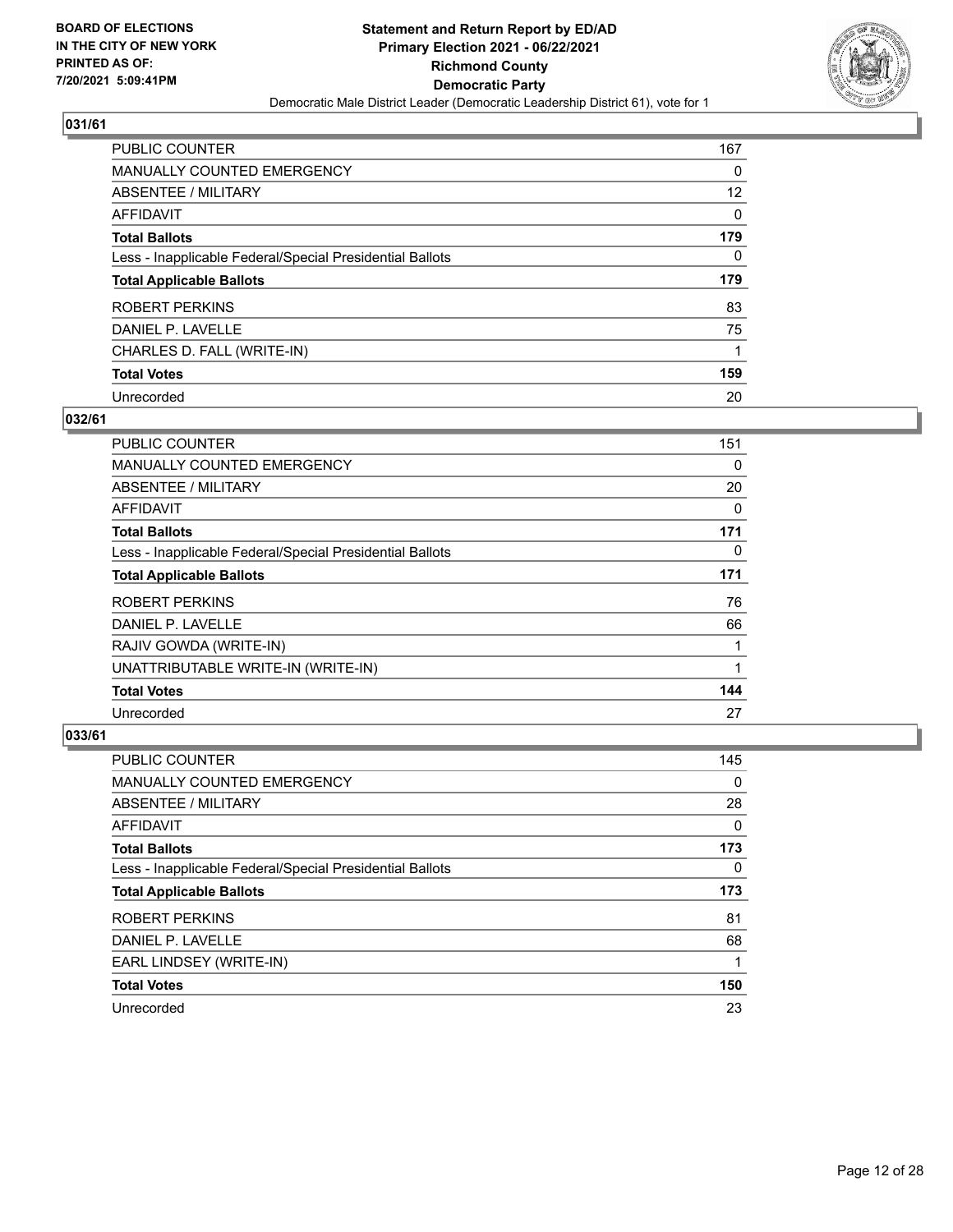BOARD OF ELECTIONS
IN THE CITY OF NEW YORK
PRINTED AS OF:
7/20/2021 5:09:41PM

**Statement and Return Report by ED/AD**
**Primary Election 2021 - 06/22/2021**
**Richmond County**
**Democratic Party**
Democratic Male District Leader (Democratic Leadership District 61), vote for 1

## 031/61

| | |
|---|---|
| PUBLIC COUNTER | 167 |
| MANUALLY COUNTED EMERGENCY | 0 |
| ABSENTEE / MILITARY | 12 |
| AFFIDAVIT | 0 |
| **Total Ballots** | **179** |
| Less - Inapplicable Federal/Special Presidential Ballots | 0 |
| **Total Applicable Ballots** | **179** |
| ROBERT PERKINS | 83 |
| DANIEL P. LAVELLE | 75 |
| CHARLES D. FALL (WRITE-IN) | 1 |
| **Total Votes** | **159** |
| Unrecorded | 20 |

## 032/61

| | |
|---|---|
| PUBLIC COUNTER | 151 |
| MANUALLY COUNTED EMERGENCY | 0 |
| ABSENTEE / MILITARY | 20 |
| AFFIDAVIT | 0 |
| **Total Ballots** | **171** |
| Less - Inapplicable Federal/Special Presidential Ballots | 0 |
| **Total Applicable Ballots** | **171** |
| ROBERT PERKINS | 76 |
| DANIEL P. LAVELLE | 66 |
| RAJIV GOWDA (WRITE-IN) | 1 |
| UNATTRIBUTABLE WRITE-IN (WRITE-IN) | 1 |
| **Total Votes** | **144** |
| Unrecorded | 27 |

## 033/61

| | |
|---|---|
| PUBLIC COUNTER | 145 |
| MANUALLY COUNTED EMERGENCY | 0 |
| ABSENTEE / MILITARY | 28 |
| AFFIDAVIT | 0 |
| **Total Ballots** | **173** |
| Less - Inapplicable Federal/Special Presidential Ballots | 0 |
| **Total Applicable Ballots** | **173** |
| ROBERT PERKINS | 81 |
| DANIEL P. LAVELLE | 68 |
| EARL LINDSEY (WRITE-IN) | 1 |
| **Total Votes** | **150** |
| Unrecorded | 23 |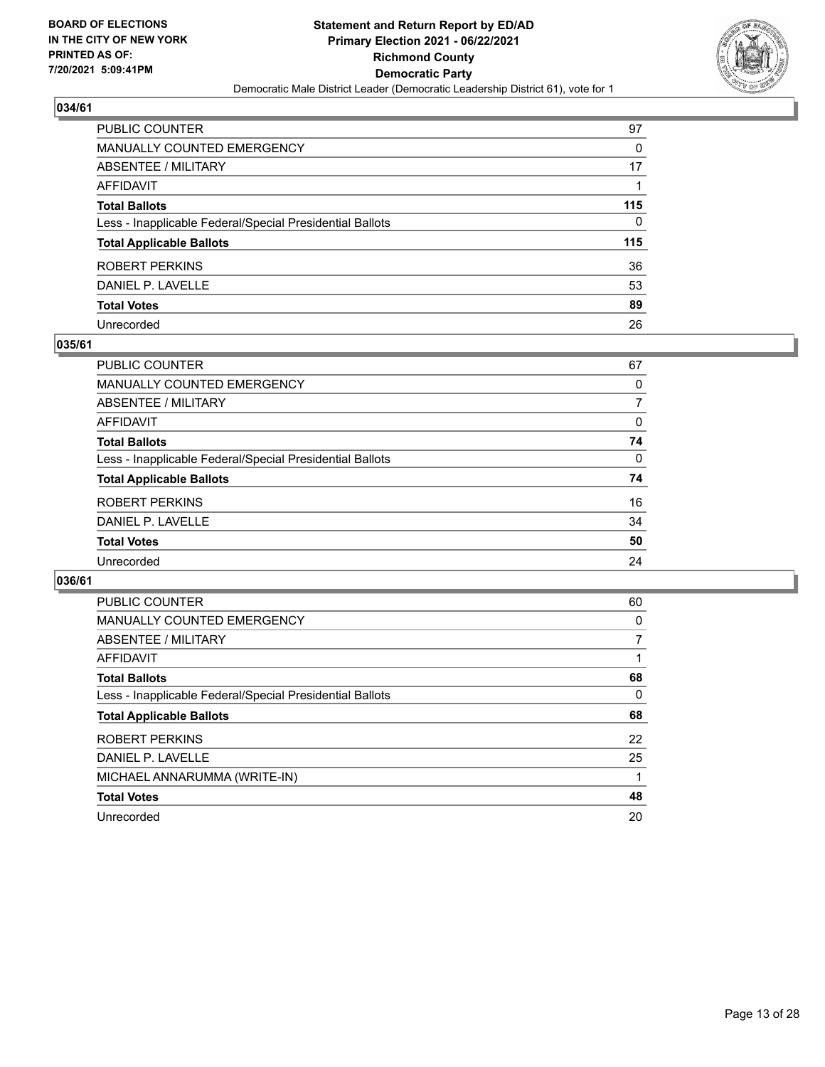## 034/61

| | |
|---|---|
| PUBLIC COUNTER | 97 |
| MANUALLY COUNTED EMERGENCY | 0 |
| ABSENTEE / MILITARY | 17 |
| AFFIDAVIT | 1 |
| **Total Ballots** | **115** |
| Less - Inapplicable Federal/Special Presidential Ballots | 0 |
| **Total Applicable Ballots** | **115** |
| ROBERT PERKINS | 36 |
| DANIEL P. LAVELLE | 53 |
| **Total Votes** | **89** |
| Unrecorded | 26 |

## 035/61

| | |
|---|---|
| PUBLIC COUNTER | 67 |
| MANUALLY COUNTED EMERGENCY | 0 |
| ABSENTEE / MILITARY | 7 |
| AFFIDAVIT | 0 |
| **Total Ballots** | **74** |
| Less - Inapplicable Federal/Special Presidential Ballots | 0 |
| **Total Applicable Ballots** | **74** |
| ROBERT PERKINS | 16 |
| DANIEL P. LAVELLE | 34 |
| **Total Votes** | **50** |
| Unrecorded | 24 |

## 036/61

| | |
|---|---|
| PUBLIC COUNTER | 60 |
| MANUALLY COUNTED EMERGENCY | 0 |
| ABSENTEE / MILITARY | 7 |
| AFFIDAVIT | 1 |
| **Total Ballots** | **68** |
| Less - Inapplicable Federal/Special Presidential Ballots | 0 |
| **Total Applicable Ballots** | **68** |
| ROBERT PERKINS | 22 |
| DANIEL P. LAVELLE | 25 |
| MICHAEL ANNARUMMA (WRITE-IN) | 1 |
| **Total Votes** | **48** |
| Unrecorded | 20 |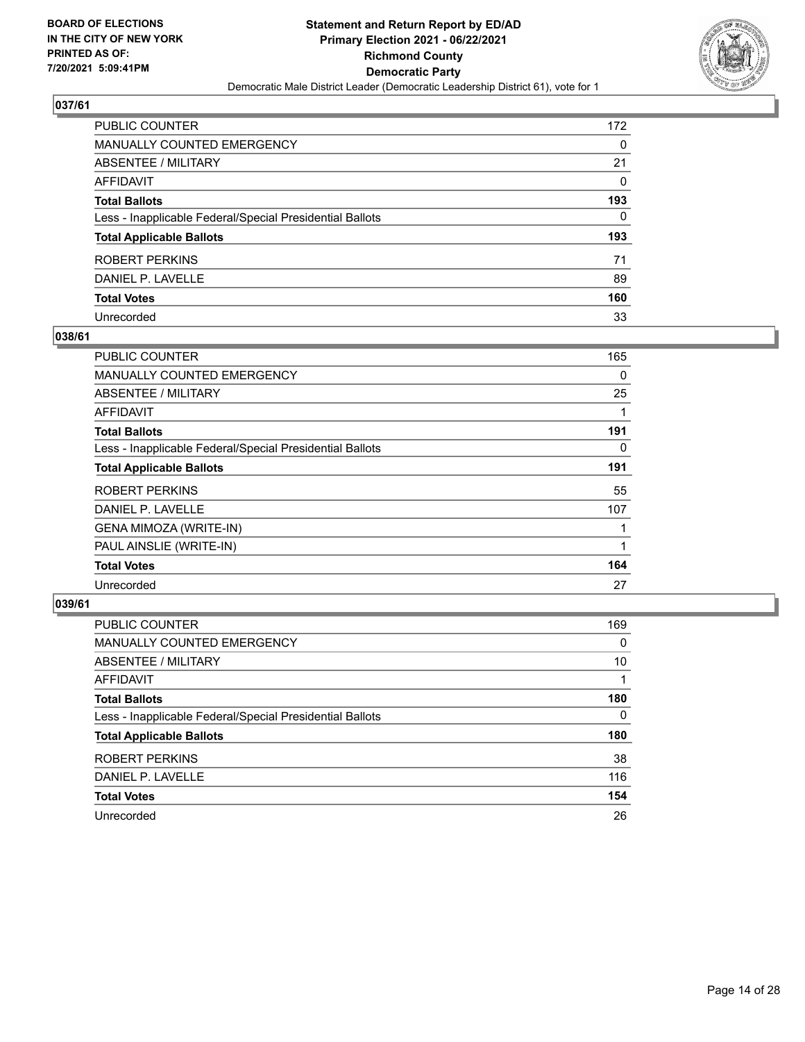**BOARD OF ELECTIONS IN THE CITY OF NEW YORK PRINTED AS OF: 7/20/2021 5:09:41PM**

**Statement and Return Report by ED/AD Primary Election 2021 - 06/22/2021 Richmond County Democratic Party**

Democratic Male District Leader (Democratic Leadership District 61), vote for 1

### 037/61

| | |
|---|---|
| PUBLIC COUNTER | 172 |
| MANUALLY COUNTED EMERGENCY | 0 |
| ABSENTEE / MILITARY | 21 |
| AFFIDAVIT | 0 |
| **Total Ballots** | **193** |
| Less - Inapplicable Federal/Special Presidential Ballots | 0 |
| **Total Applicable Ballots** | **193** |
| ROBERT PERKINS | 71 |
| DANIEL P. LAVELLE | 89 |
| **Total Votes** | **160** |
| Unrecorded | 33 |

### 038/61

| | |
|---|---|
| PUBLIC COUNTER | 165 |
| MANUALLY COUNTED EMERGENCY | 0 |
| ABSENTEE / MILITARY | 25 |
| AFFIDAVIT | 1 |
| **Total Ballots** | **191** |
| Less - Inapplicable Federal/Special Presidential Ballots | 0 |
| **Total Applicable Ballots** | **191** |
| ROBERT PERKINS | 55 |
| DANIEL P. LAVELLE | 107 |
| GENA MIMOZA (WRITE-IN) | 1 |
| PAUL AINSLIE (WRITE-IN) | 1 |
| **Total Votes** | **164** |
| Unrecorded | 27 |

### 039/61

| | |
|---|---|
| PUBLIC COUNTER | 169 |
| MANUALLY COUNTED EMERGENCY | 0 |
| ABSENTEE / MILITARY | 10 |
| AFFIDAVIT | 1 |
| **Total Ballots** | **180** |
| Less - Inapplicable Federal/Special Presidential Ballots | 0 |
| **Total Applicable Ballots** | **180** |
| ROBERT PERKINS | 38 |
| DANIEL P. LAVELLE | 116 |
| **Total Votes** | **154** |
| Unrecorded | 26 |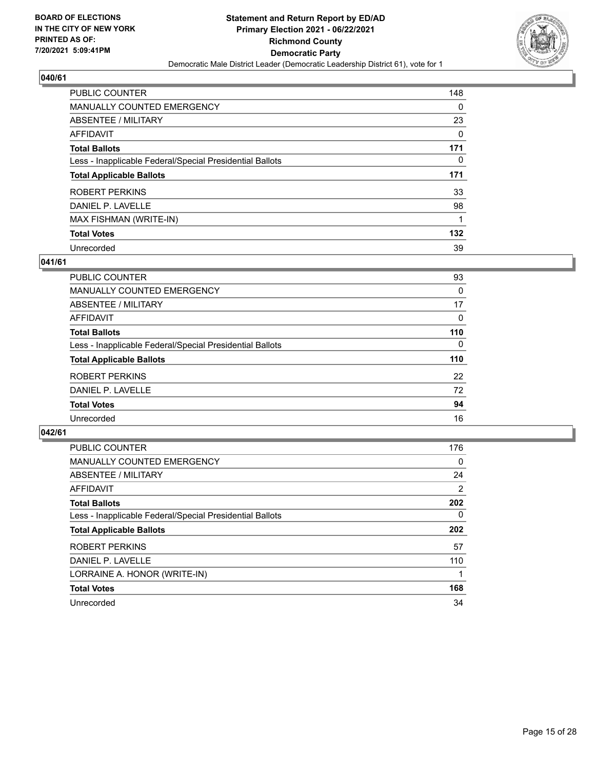**BOARD OF ELECTIONS IN THE CITY OF NEW YORK PRINTED AS OF: 7/20/2021 5:09:41PM**

**Statement and Return Report by ED/AD Primary Election 2021 - 06/22/2021 Richmond County Democratic Party**

Democratic Male District Leader (Democratic Leadership District 61), vote for 1

## 040/61

| | |
|---|---|
| PUBLIC COUNTER | 148 |
| MANUALLY COUNTED EMERGENCY | 0 |
| ABSENTEE / MILITARY | 23 |
| AFFIDAVIT | 0 |
| **Total Ballots** | **171** |
| Less - Inapplicable Federal/Special Presidential Ballots | 0 |
| **Total Applicable Ballots** | **171** |
| ROBERT PERKINS | 33 |
| DANIEL P. LAVELLE | 98 |
| MAX FISHMAN (WRITE-IN) | 1 |
| **Total Votes** | **132** |
| Unrecorded | 39 |

## 041/61

| | |
|---|---|
| PUBLIC COUNTER | 93 |
| MANUALLY COUNTED EMERGENCY | 0 |
| ABSENTEE / MILITARY | 17 |
| AFFIDAVIT | 0 |
| **Total Ballots** | **110** |
| Less - Inapplicable Federal/Special Presidential Ballots | 0 |
| **Total Applicable Ballots** | **110** |
| ROBERT PERKINS | 22 |
| DANIEL P. LAVELLE | 72 |
| **Total Votes** | **94** |
| Unrecorded | 16 |

## 042/61

| | |
|---|---|
| PUBLIC COUNTER | 176 |
| MANUALLY COUNTED EMERGENCY | 0 |
| ABSENTEE / MILITARY | 24 |
| AFFIDAVIT | 2 |
| **Total Ballots** | **202** |
| Less - Inapplicable Federal/Special Presidential Ballots | 0 |
| **Total Applicable Ballots** | **202** |
| ROBERT PERKINS | 57 |
| DANIEL P. LAVELLE | 110 |
| LORRAINE A. HONOR (WRITE-IN) | 1 |
| **Total Votes** | **168** |
| Unrecorded | 34 |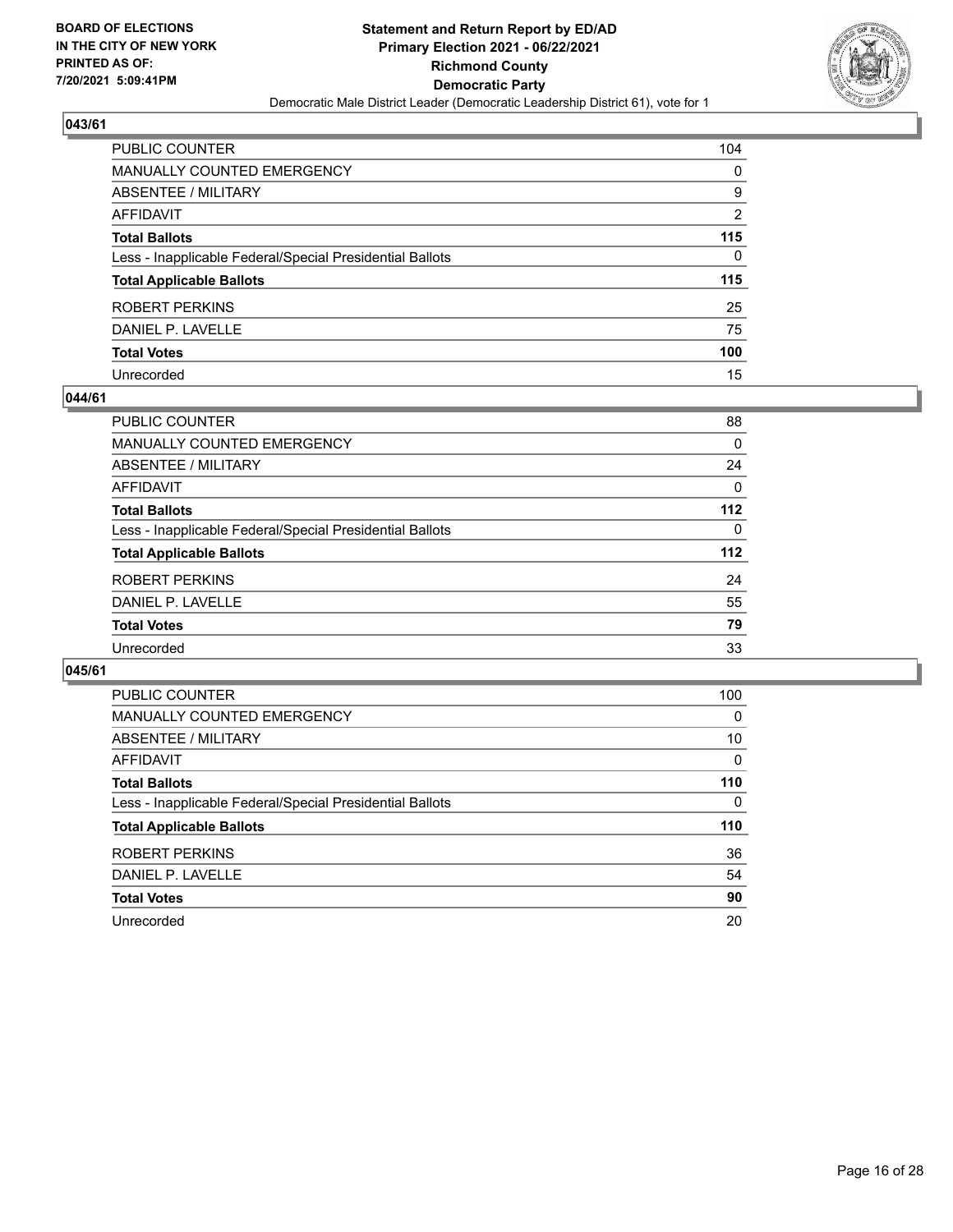BOARD OF ELECTIONS
IN THE CITY OF NEW YORK
PRINTED AS OF:
7/20/2021 5:09:41PM

**Statement and Return Report by ED/AD**
**Primary Election 2021 - 06/22/2021**
**Richmond County**
**Democratic Party**
Democratic Male District Leader (Democratic Leadership District 61), vote for 1

## 043/61

| | |
|---|---|
| PUBLIC COUNTER | 104 |
| MANUALLY COUNTED EMERGENCY | 0 |
| ABSENTEE / MILITARY | 9 |
| AFFIDAVIT | 2 |
| **Total Ballots** | **115** |
| Less - Inapplicable Federal/Special Presidential Ballots | 0 |
| **Total Applicable Ballots** | **115** |
| ROBERT PERKINS | 25 |
| DANIEL P. LAVELLE | 75 |
| **Total Votes** | **100** |
| Unrecorded | 15 |

## 044/61

| | |
|---|---|
| PUBLIC COUNTER | 88 |
| MANUALLY COUNTED EMERGENCY | 0 |
| ABSENTEE / MILITARY | 24 |
| AFFIDAVIT | 0 |
| **Total Ballots** | **112** |
| Less - Inapplicable Federal/Special Presidential Ballots | 0 |
| **Total Applicable Ballots** | **112** |
| ROBERT PERKINS | 24 |
| DANIEL P. LAVELLE | 55 |
| **Total Votes** | **79** |
| Unrecorded | 33 |

## 045/61

| | |
|---|---|
| PUBLIC COUNTER | 100 |
| MANUALLY COUNTED EMERGENCY | 0 |
| ABSENTEE / MILITARY | 10 |
| AFFIDAVIT | 0 |
| **Total Ballots** | **110** |
| Less - Inapplicable Federal/Special Presidential Ballots | 0 |
| **Total Applicable Ballots** | **110** |
| ROBERT PERKINS | 36 |
| DANIEL P. LAVELLE | 54 |
| **Total Votes** | **90** |
| Unrecorded | 20 |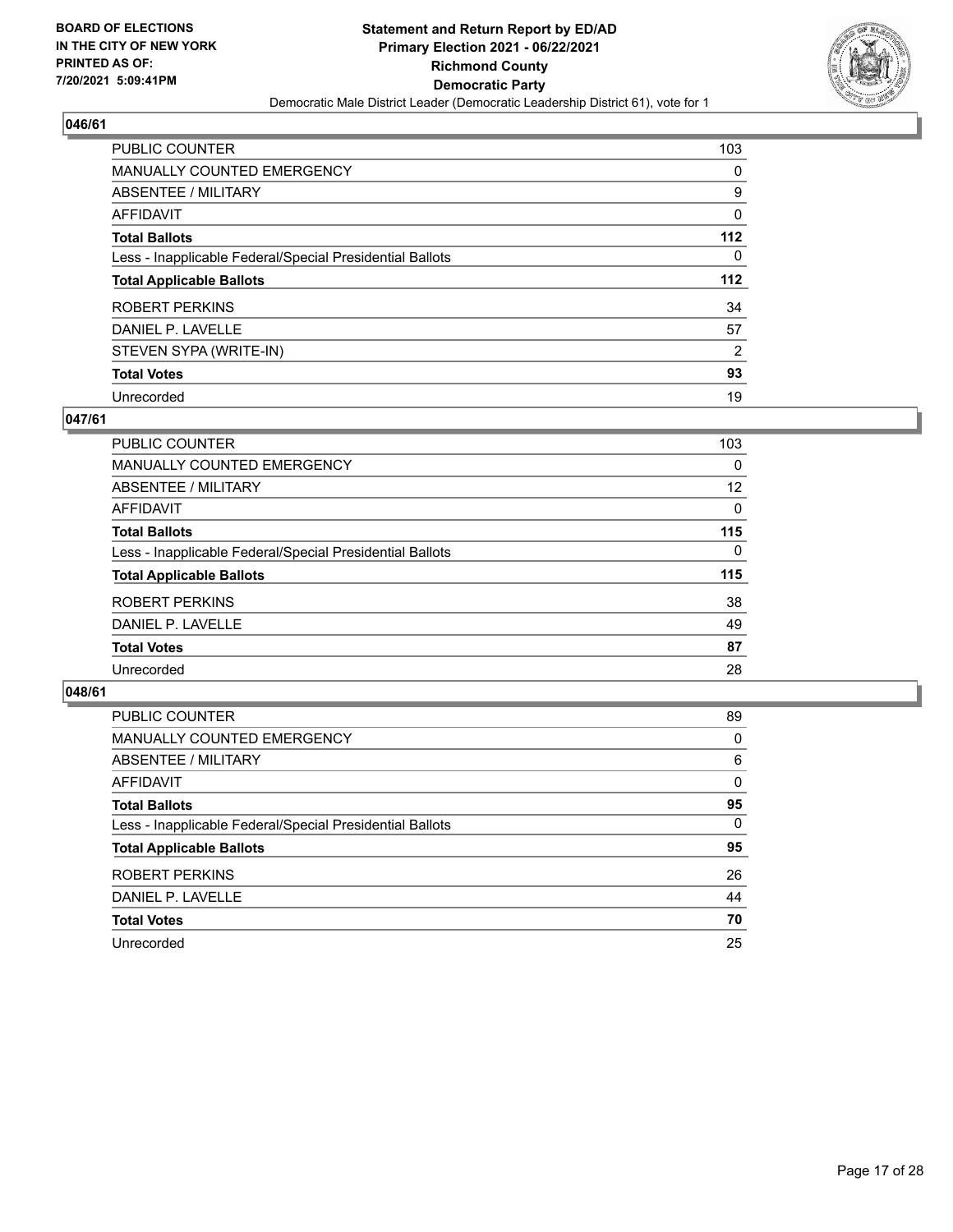BOARD OF ELECTIONS
IN THE CITY OF NEW YORK
PRINTED AS OF:
7/20/2021 5:09:41PM

**Statement and Return Report by ED/AD**
**Primary Election 2021 - 06/22/2021**
**Richmond County**
**Democratic Party**
Democratic Male District Leader (Democratic Leadership District 61), vote for 1

## 046/61

| | |
|---|---|
| PUBLIC COUNTER | 103 |
| MANUALLY COUNTED EMERGENCY | 0 |
| ABSENTEE / MILITARY | 9 |
| AFFIDAVIT | 0 |
| **Total Ballots** | **112** |
| Less - Inapplicable Federal/Special Presidential Ballots | 0 |
| **Total Applicable Ballots** | **112** |
| ROBERT PERKINS | 34 |
| DANIEL P. LAVELLE | 57 |
| STEVEN SYPA (WRITE-IN) | 2 |
| **Total Votes** | **93** |
| Unrecorded | 19 |

## 047/61

| | |
|---|---|
| PUBLIC COUNTER | 103 |
| MANUALLY COUNTED EMERGENCY | 0 |
| ABSENTEE / MILITARY | 12 |
| AFFIDAVIT | 0 |
| **Total Ballots** | **115** |
| Less - Inapplicable Federal/Special Presidential Ballots | 0 |
| **Total Applicable Ballots** | **115** |
| ROBERT PERKINS | 38 |
| DANIEL P. LAVELLE | 49 |
| **Total Votes** | **87** |
| Unrecorded | 28 |

## 048/61

| | |
|---|---|
| PUBLIC COUNTER | 89 |
| MANUALLY COUNTED EMERGENCY | 0 |
| ABSENTEE / MILITARY | 6 |
| AFFIDAVIT | 0 |
| **Total Ballots** | **95** |
| Less - Inapplicable Federal/Special Presidential Ballots | 0 |
| **Total Applicable Ballots** | **95** |
| ROBERT PERKINS | 26 |
| DANIEL P. LAVELLE | 44 |
| **Total Votes** | **70** |
| Unrecorded | 25 |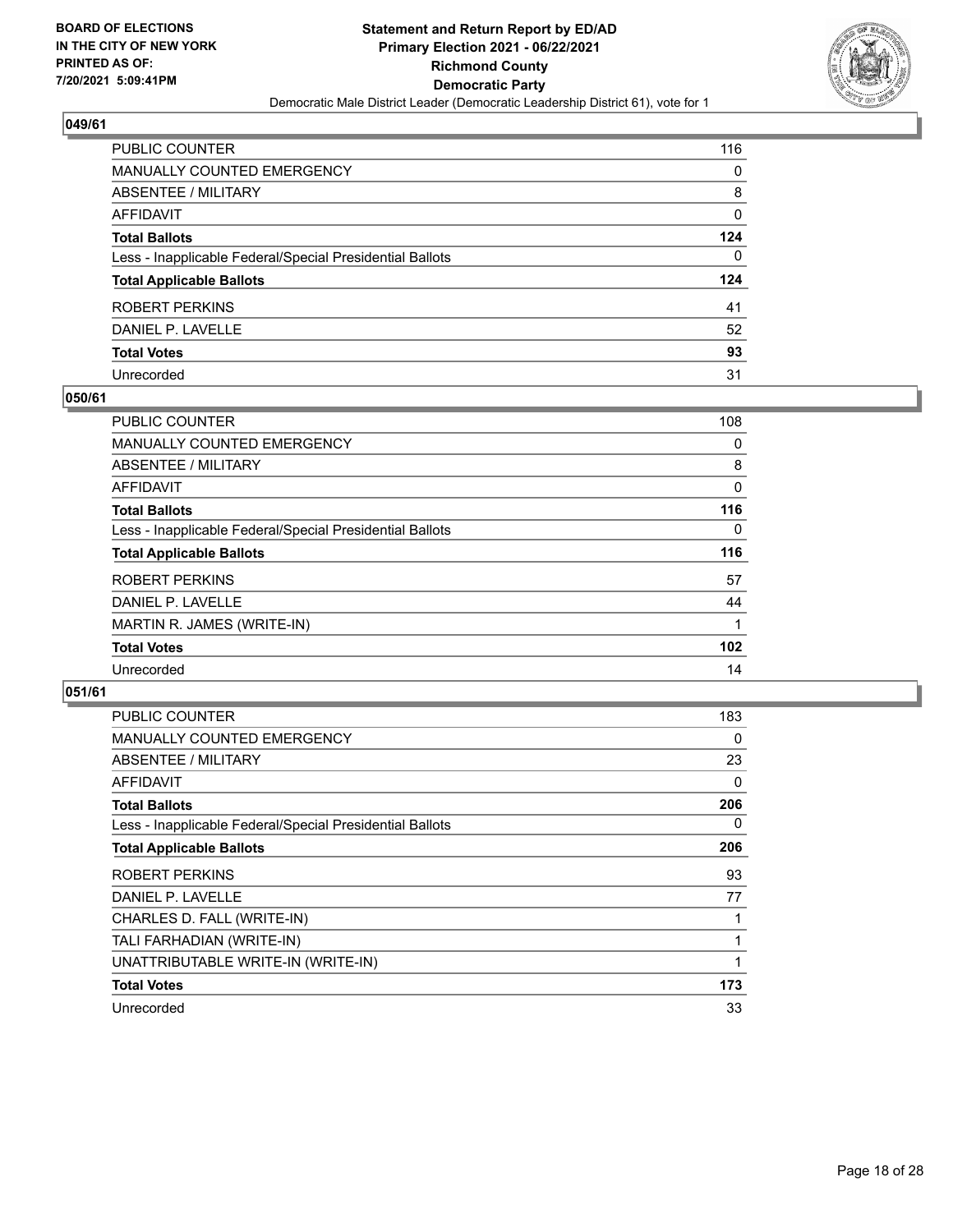**BOARD OF ELECTIONS IN THE CITY OF NEW YORK PRINTED AS OF: 7/20/2021 5:09:41PM**

**Statement and Return Report by ED/AD Primary Election 2021 - 06/22/2021 Richmond County Democratic Party**

Democratic Male District Leader (Democratic Leadership District 61), vote for 1

## 049/61

| | |
|---|---|
| PUBLIC COUNTER | 116 |
| MANUALLY COUNTED EMERGENCY | 0 |
| ABSENTEE / MILITARY | 8 |
| AFFIDAVIT | 0 |
| **Total Ballots** | **124** |
| Less - Inapplicable Federal/Special Presidential Ballots | 0 |
| **Total Applicable Ballots** | **124** |
| ROBERT PERKINS | 41 |
| DANIEL P. LAVELLE | 52 |
| **Total Votes** | **93** |
| Unrecorded | 31 |

## 050/61

| | |
|---|---|
| PUBLIC COUNTER | 108 |
| MANUALLY COUNTED EMERGENCY | 0 |
| ABSENTEE / MILITARY | 8 |
| AFFIDAVIT | 0 |
| **Total Ballots** | **116** |
| Less - Inapplicable Federal/Special Presidential Ballots | 0 |
| **Total Applicable Ballots** | **116** |
| ROBERT PERKINS | 57 |
| DANIEL P. LAVELLE | 44 |
| MARTIN R. JAMES (WRITE-IN) | 1 |
| **Total Votes** | **102** |
| Unrecorded | 14 |

## 051/61

| | |
|---|---|
| PUBLIC COUNTER | 183 |
| MANUALLY COUNTED EMERGENCY | 0 |
| ABSENTEE / MILITARY | 23 |
| AFFIDAVIT | 0 |
| **Total Ballots** | **206** |
| Less - Inapplicable Federal/Special Presidential Ballots | 0 |
| **Total Applicable Ballots** | **206** |
| ROBERT PERKINS | 93 |
| DANIEL P. LAVELLE | 77 |
| CHARLES D. FALL (WRITE-IN) | 1 |
| TALI FARHADIAN (WRITE-IN) | 1 |
| UNATTRIBUTABLE WRITE-IN (WRITE-IN) | 1 |
| **Total Votes** | **173** |
| Unrecorded | 33 |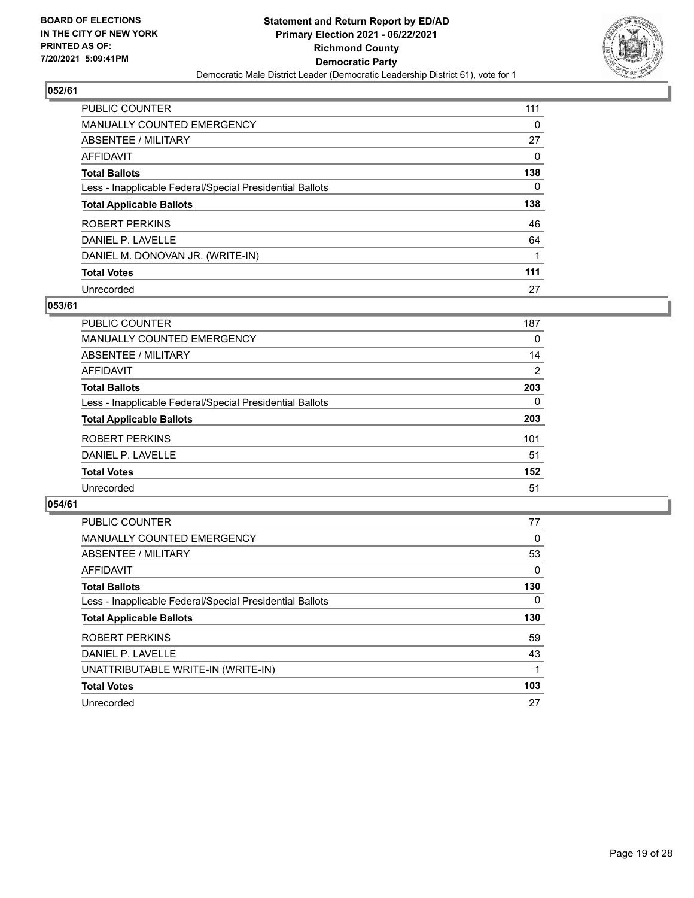BOARD OF ELECTIONS
IN THE CITY OF NEW YORK
PRINTED AS OF:
7/20/2021 5:09:41PM

**Statement and Return Report by ED/AD**
**Primary Election 2021 - 06/22/2021**
**Richmond County**
**Democratic Party**
Democratic Male District Leader (Democratic Leadership District 61), vote for 1

## 052/61

| | |
|---|---|
| PUBLIC COUNTER | 111 |
| MANUALLY COUNTED EMERGENCY | 0 |
| ABSENTEE / MILITARY | 27 |
| AFFIDAVIT | 0 |
| **Total Ballots** | **138** |
| Less - Inapplicable Federal/Special Presidential Ballots | 0 |
| **Total Applicable Ballots** | **138** |
| ROBERT PERKINS | 46 |
| DANIEL P. LAVELLE | 64 |
| DANIEL M. DONOVAN JR. (WRITE-IN) | 1 |
| **Total Votes** | **111** |
| Unrecorded | 27 |

## 053/61

| | |
|---|---|
| PUBLIC COUNTER | 187 |
| MANUALLY COUNTED EMERGENCY | 0 |
| ABSENTEE / MILITARY | 14 |
| AFFIDAVIT | 2 |
| **Total Ballots** | **203** |
| Less - Inapplicable Federal/Special Presidential Ballots | 0 |
| **Total Applicable Ballots** | **203** |
| ROBERT PERKINS | 101 |
| DANIEL P. LAVELLE | 51 |
| **Total Votes** | **152** |
| Unrecorded | 51 |

## 054/61

| | |
|---|---|
| PUBLIC COUNTER | 77 |
| MANUALLY COUNTED EMERGENCY | 0 |
| ABSENTEE / MILITARY | 53 |
| AFFIDAVIT | 0 |
| **Total Ballots** | **130** |
| Less - Inapplicable Federal/Special Presidential Ballots | 0 |
| **Total Applicable Ballots** | **130** |
| ROBERT PERKINS | 59 |
| DANIEL P. LAVELLE | 43 |
| UNATTRIBUTABLE WRITE-IN (WRITE-IN) | 1 |
| **Total Votes** | **103** |
| Unrecorded | 27 |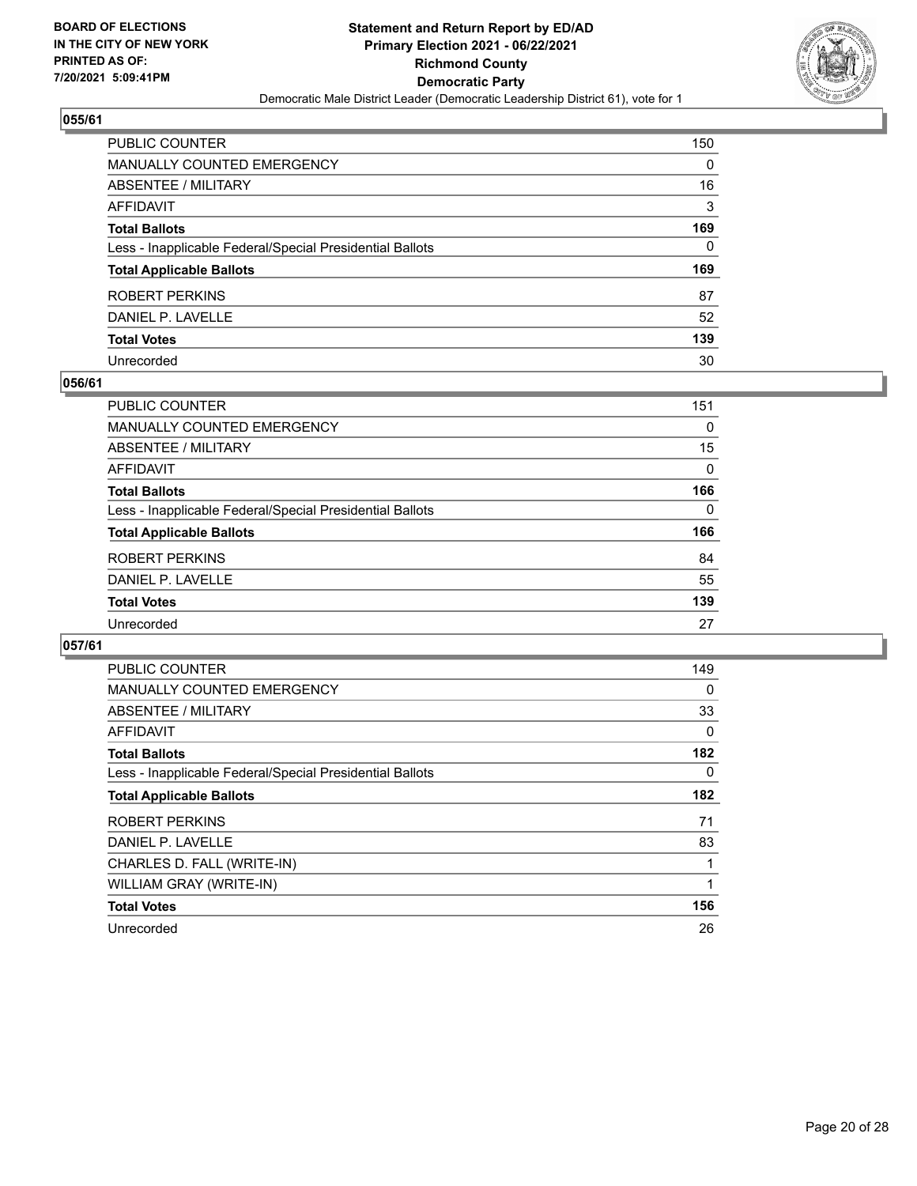**BOARD OF ELECTIONS IN THE CITY OF NEW YORK PRINTED AS OF: 7/20/2021 5:09:41PM**

**Statement and Return Report by ED/AD**
**Primary Election 2021 - 06/22/2021**
**Richmond County**
**Democratic Party**
Democratic Male District Leader (Democratic Leadership District 61), vote for 1

## 055/61

| | |
|---|---|
| PUBLIC COUNTER | 150 |
| MANUALLY COUNTED EMERGENCY | 0 |
| ABSENTEE / MILITARY | 16 |
| AFFIDAVIT | 3 |
| **Total Ballots** | **169** |
| Less - Inapplicable Federal/Special Presidential Ballots | 0 |
| **Total Applicable Ballots** | **169** |
| ROBERT PERKINS | 87 |
| DANIEL P. LAVELLE | 52 |
| **Total Votes** | **139** |
| Unrecorded | 30 |

## 056/61

| | |
|---|---|
| PUBLIC COUNTER | 151 |
| MANUALLY COUNTED EMERGENCY | 0 |
| ABSENTEE / MILITARY | 15 |
| AFFIDAVIT | 0 |
| **Total Ballots** | **166** |
| Less - Inapplicable Federal/Special Presidential Ballots | 0 |
| **Total Applicable Ballots** | **166** |
| ROBERT PERKINS | 84 |
| DANIEL P. LAVELLE | 55 |
| **Total Votes** | **139** |
| Unrecorded | 27 |

## 057/61

| | |
|---|---|
| PUBLIC COUNTER | 149 |
| MANUALLY COUNTED EMERGENCY | 0 |
| ABSENTEE / MILITARY | 33 |
| AFFIDAVIT | 0 |
| **Total Ballots** | **182** |
| Less - Inapplicable Federal/Special Presidential Ballots | 0 |
| **Total Applicable Ballots** | **182** |
| ROBERT PERKINS | 71 |
| DANIEL P. LAVELLE | 83 |
| CHARLES D. FALL (WRITE-IN) | 1 |
| WILLIAM GRAY (WRITE-IN) | 1 |
| **Total Votes** | **156** |
| Unrecorded | 26 |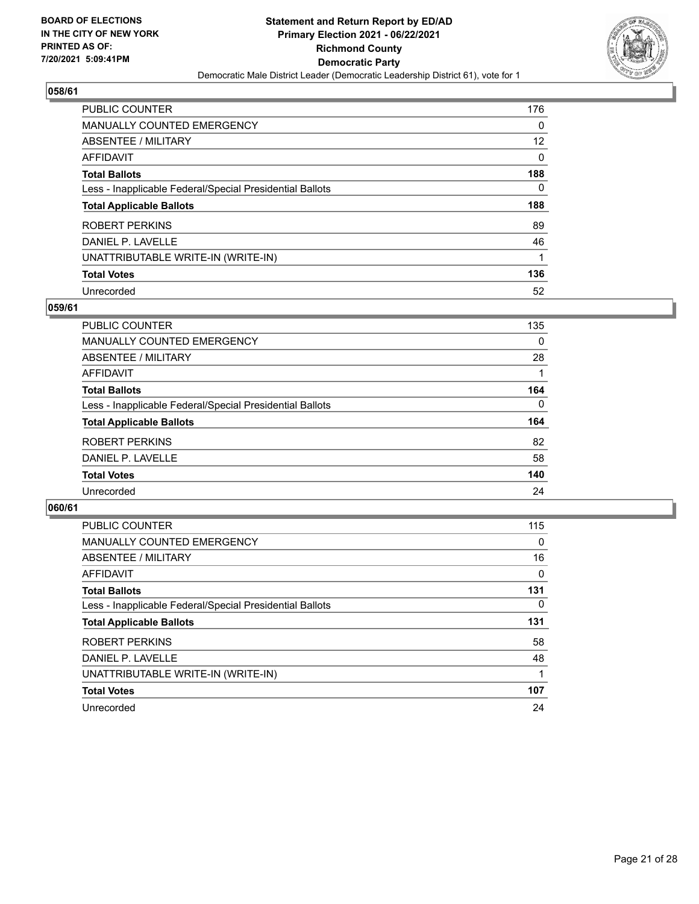**BOARD OF ELECTIONS IN THE CITY OF NEW YORK PRINTED AS OF: 7/20/2021 5:09:41PM**

**Statement and Return Report by ED/AD Primary Election 2021 - 06/22/2021 Richmond County Democratic Party**

Democratic Male District Leader (Democratic Leadership District 61), vote for 1

## 058/61

| | |
|---|---|
| PUBLIC COUNTER | 176 |
| MANUALLY COUNTED EMERGENCY | 0 |
| ABSENTEE / MILITARY | 12 |
| AFFIDAVIT | 0 |
| **Total Ballots** | **188** |
| Less - Inapplicable Federal/Special Presidential Ballots | 0 |
| **Total Applicable Ballots** | **188** |
| ROBERT PERKINS | 89 |
| DANIEL P. LAVELLE | 46 |
| UNATTRIBUTABLE WRITE-IN (WRITE-IN) | 1 |
| **Total Votes** | **136** |
| Unrecorded | 52 |

## 059/61

| | |
|---|---|
| PUBLIC COUNTER | 135 |
| MANUALLY COUNTED EMERGENCY | 0 |
| ABSENTEE / MILITARY | 28 |
| AFFIDAVIT | 1 |
| **Total Ballots** | **164** |
| Less - Inapplicable Federal/Special Presidential Ballots | 0 |
| **Total Applicable Ballots** | **164** |
| ROBERT PERKINS | 82 |
| DANIEL P. LAVELLE | 58 |
| **Total Votes** | **140** |
| Unrecorded | 24 |

## 060/61

| | |
|---|---|
| PUBLIC COUNTER | 115 |
| MANUALLY COUNTED EMERGENCY | 0 |
| ABSENTEE / MILITARY | 16 |
| AFFIDAVIT | 0 |
| **Total Ballots** | **131** |
| Less - Inapplicable Federal/Special Presidential Ballots | 0 |
| **Total Applicable Ballots** | **131** |
| ROBERT PERKINS | 58 |
| DANIEL P. LAVELLE | 48 |
| UNATTRIBUTABLE WRITE-IN (WRITE-IN) | 1 |
| **Total Votes** | **107** |
| Unrecorded | 24 |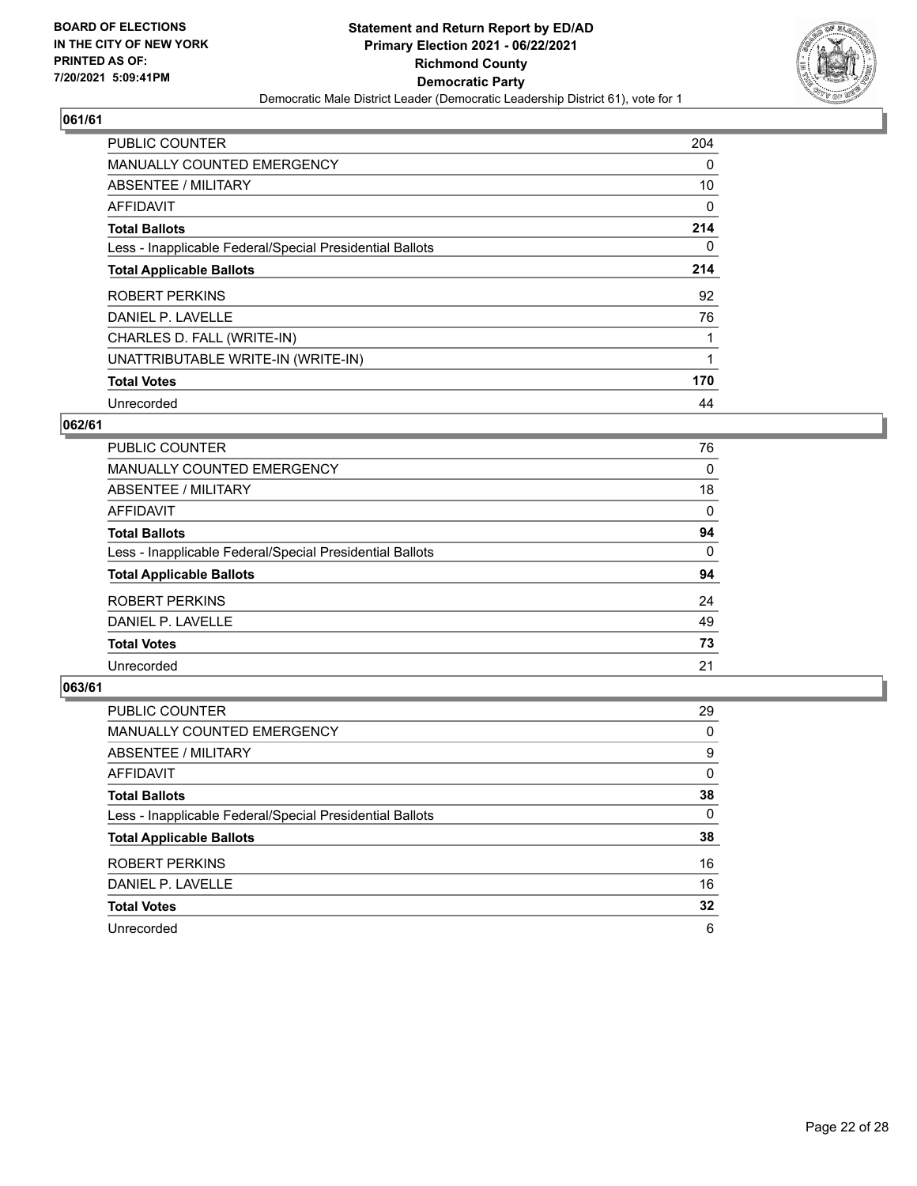BOARD OF ELECTIONS
IN THE CITY OF NEW YORK
PRINTED AS OF:
7/20/2021 5:09:41PM

**Statement and Return Report by ED/AD**
**Primary Election 2021 - 06/22/2021**
**Richmond County**
**Democratic Party**
Democratic Male District Leader (Democratic Leadership District 61), vote for 1

## 061/61

| | |
|---|---|
| PUBLIC COUNTER | 204 |
| MANUALLY COUNTED EMERGENCY | 0 |
| ABSENTEE / MILITARY | 10 |
| AFFIDAVIT | 0 |
| **Total Ballots** | **214** |
| Less - Inapplicable Federal/Special Presidential Ballots | 0 |
| **Total Applicable Ballots** | **214** |
| ROBERT PERKINS | 92 |
| DANIEL P. LAVELLE | 76 |
| CHARLES D. FALL (WRITE-IN) | 1 |
| UNATTRIBUTABLE WRITE-IN (WRITE-IN) | 1 |
| **Total Votes** | **170** |
| Unrecorded | 44 |

## 062/61

| | |
|---|---|
| PUBLIC COUNTER | 76 |
| MANUALLY COUNTED EMERGENCY | 0 |
| ABSENTEE / MILITARY | 18 |
| AFFIDAVIT | 0 |
| **Total Ballots** | **94** |
| Less - Inapplicable Federal/Special Presidential Ballots | 0 |
| **Total Applicable Ballots** | **94** |
| ROBERT PERKINS | 24 |
| DANIEL P. LAVELLE | 49 |
| **Total Votes** | **73** |
| Unrecorded | 21 |

## 063/61

| | |
|---|---|
| PUBLIC COUNTER | 29 |
| MANUALLY COUNTED EMERGENCY | 0 |
| ABSENTEE / MILITARY | 9 |
| AFFIDAVIT | 0 |
| **Total Ballots** | **38** |
| Less - Inapplicable Federal/Special Presidential Ballots | 0 |
| **Total Applicable Ballots** | **38** |
| ROBERT PERKINS | 16 |
| DANIEL P. LAVELLE | 16 |
| **Total Votes** | **32** |
| Unrecorded | 6 |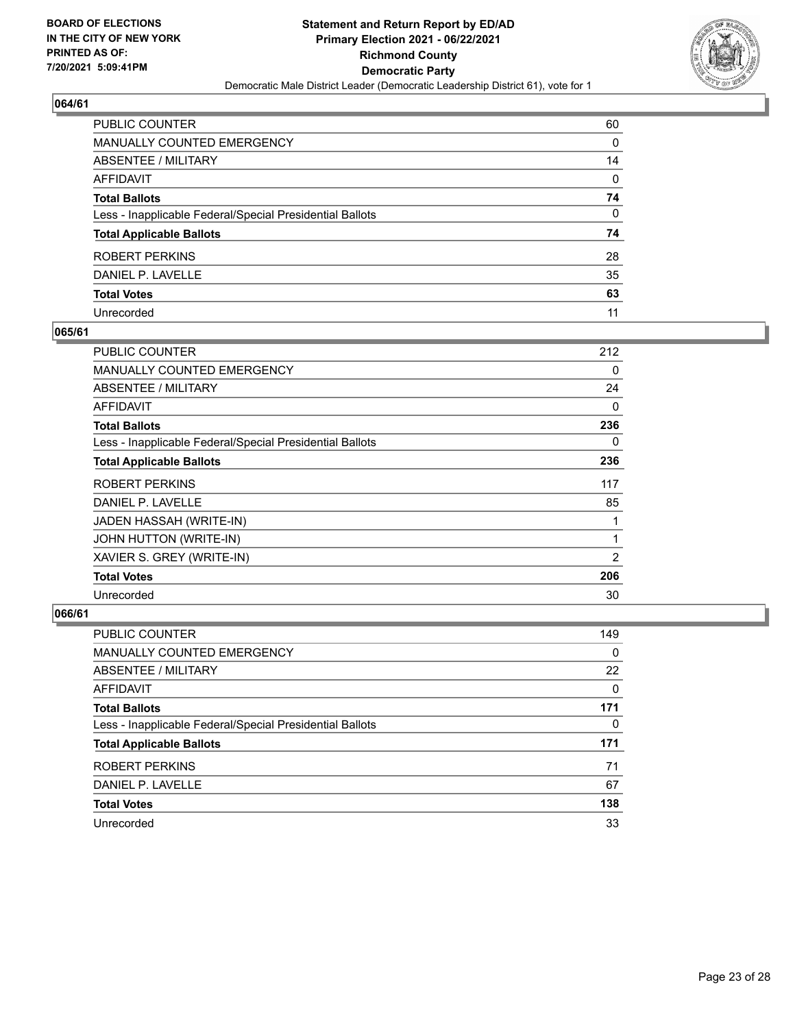BOARD OF ELECTIONS
IN THE CITY OF NEW YORK
PRINTED AS OF:
7/20/2021 5:09:41PM

**Statement and Return Report by ED/AD**
**Primary Election 2021 - 06/22/2021**
**Richmond County**
**Democratic Party**
Democratic Male District Leader (Democratic Leadership District 61), vote for 1

### 064/61

| | |
|---|---|
| PUBLIC COUNTER | 60 |
| MANUALLY COUNTED EMERGENCY | 0 |
| ABSENTEE / MILITARY | 14 |
| AFFIDAVIT | 0 |
| **Total Ballots** | **74** |
| Less - Inapplicable Federal/Special Presidential Ballots | 0 |
| **Total Applicable Ballots** | **74** |
| ROBERT PERKINS | 28 |
| DANIEL P. LAVELLE | 35 |
| **Total Votes** | **63** |
| Unrecorded | 11 |

### 065/61

| | |
|---|---|
| PUBLIC COUNTER | 212 |
| MANUALLY COUNTED EMERGENCY | 0 |
| ABSENTEE / MILITARY | 24 |
| AFFIDAVIT | 0 |
| **Total Ballots** | **236** |
| Less - Inapplicable Federal/Special Presidential Ballots | 0 |
| **Total Applicable Ballots** | **236** |
| ROBERT PERKINS | 117 |
| DANIEL P. LAVELLE | 85 |
| JADEN HASSAH (WRITE-IN) | 1 |
| JOHN HUTTON (WRITE-IN) | 1 |
| XAVIER S. GREY (WRITE-IN) | 2 |
| **Total Votes** | **206** |
| Unrecorded | 30 |

### 066/61

| | |
|---|---|
| PUBLIC COUNTER | 149 |
| MANUALLY COUNTED EMERGENCY | 0 |
| ABSENTEE / MILITARY | 22 |
| AFFIDAVIT | 0 |
| **Total Ballots** | **171** |
| Less - Inapplicable Federal/Special Presidential Ballots | 0 |
| **Total Applicable Ballots** | **171** |
| ROBERT PERKINS | 71 |
| DANIEL P. LAVELLE | 67 |
| **Total Votes** | **138** |
| Unrecorded | 33 |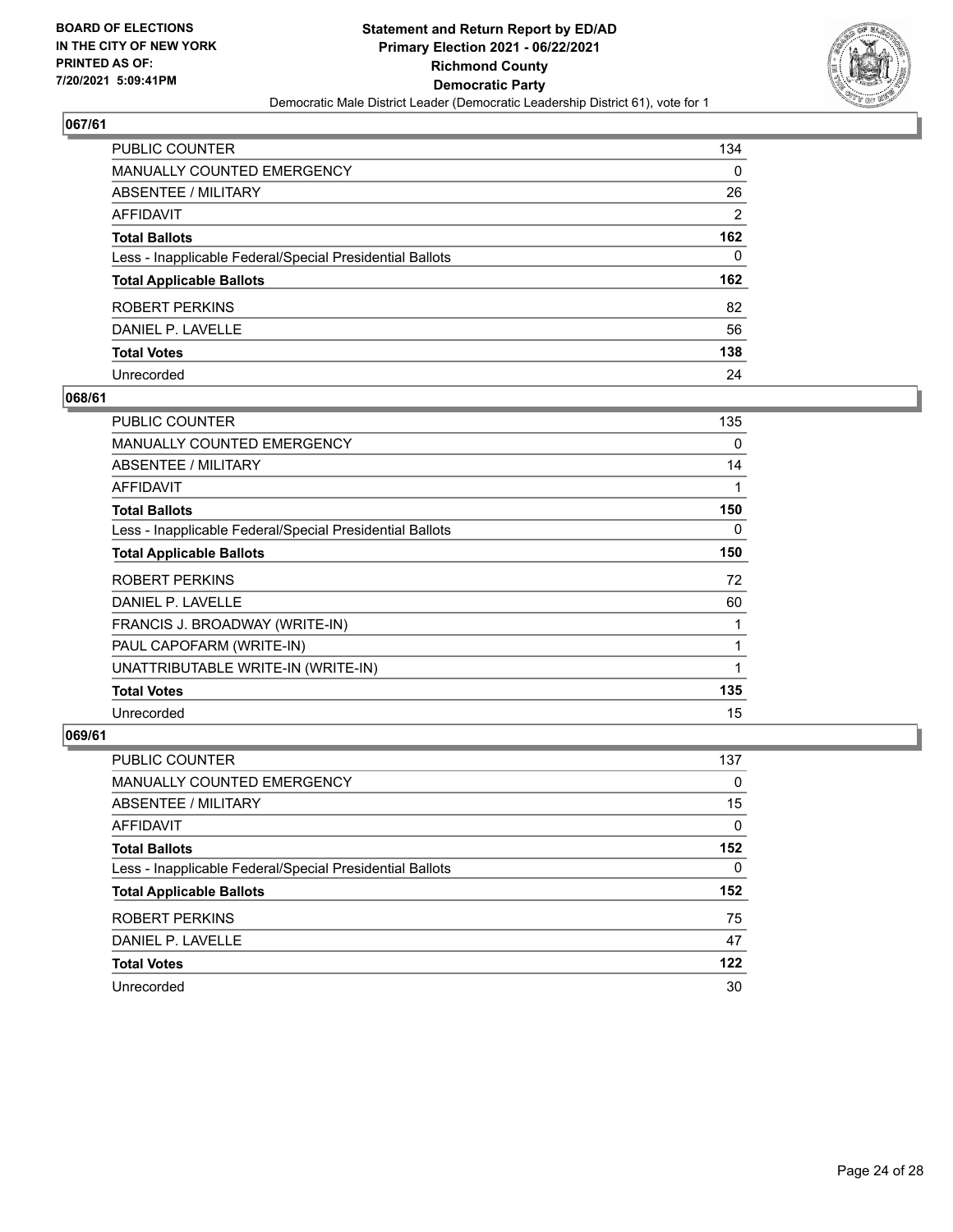## 067/61

| | |
|---|---|
| PUBLIC COUNTER | 134 |
| MANUALLY COUNTED EMERGENCY | 0 |
| ABSENTEE / MILITARY | 26 |
| AFFIDAVIT | 2 |
| **Total Ballots** | **162** |
| Less - Inapplicable Federal/Special Presidential Ballots | 0 |
| **Total Applicable Ballots** | **162** |
| ROBERT PERKINS | 82 |
| DANIEL P. LAVELLE | 56 |
| **Total Votes** | **138** |
| Unrecorded | 24 |

## 068/61

| | |
|---|---|
| PUBLIC COUNTER | 135 |
| MANUALLY COUNTED EMERGENCY | 0 |
| ABSENTEE / MILITARY | 14 |
| AFFIDAVIT | 1 |
| **Total Ballots** | **150** |
| Less - Inapplicable Federal/Special Presidential Ballots | 0 |
| **Total Applicable Ballots** | **150** |
| ROBERT PERKINS | 72 |
| DANIEL P. LAVELLE | 60 |
| FRANCIS J. BROADWAY (WRITE-IN) | 1 |
| PAUL CAPOFARM (WRITE-IN) | 1 |
| UNATTRIBUTABLE WRITE-IN (WRITE-IN) | 1 |
| **Total Votes** | **135** |
| Unrecorded | 15 |

## 069/61

| | |
|---|---|
| PUBLIC COUNTER | 137 |
| MANUALLY COUNTED EMERGENCY | 0 |
| ABSENTEE / MILITARY | 15 |
| AFFIDAVIT | 0 |
| **Total Ballots** | **152** |
| Less - Inapplicable Federal/Special Presidential Ballots | 0 |
| **Total Applicable Ballots** | **152** |
| ROBERT PERKINS | 75 |
| DANIEL P. LAVELLE | 47 |
| **Total Votes** | **122** |
| Unrecorded | 30 |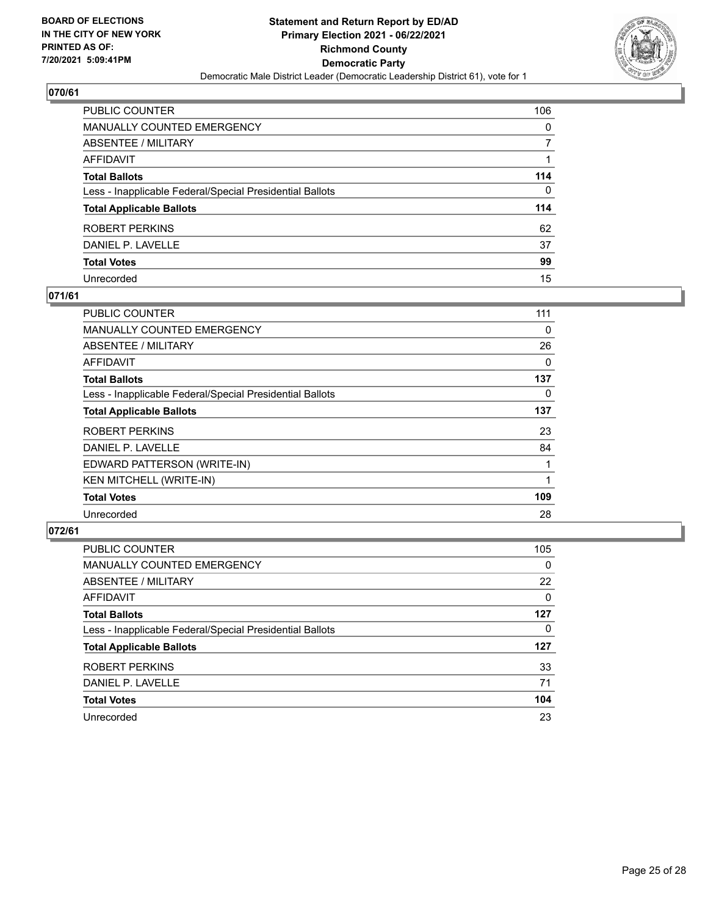**BOARD OF ELECTIONS IN THE CITY OF NEW YORK PRINTED AS OF: 7/20/2021 5:09:41PM**

**Statement and Return Report by ED/AD Primary Election 2021 - 06/22/2021 Richmond County Democratic Party**

Democratic Male District Leader (Democratic Leadership District 61), vote for 1

## 070/61

| | |
|---|---|
| PUBLIC COUNTER | 106 |
| MANUALLY COUNTED EMERGENCY | 0 |
| ABSENTEE / MILITARY | 7 |
| AFFIDAVIT | 1 |
| **Total Ballots** | **114** |
| Less - Inapplicable Federal/Special Presidential Ballots | 0 |
| **Total Applicable Ballots** | **114** |
| ROBERT PERKINS | 62 |
| DANIEL P. LAVELLE | 37 |
| **Total Votes** | **99** |
| Unrecorded | 15 |

## 071/61

| | |
|---|---|
| PUBLIC COUNTER | 111 |
| MANUALLY COUNTED EMERGENCY | 0 |
| ABSENTEE / MILITARY | 26 |
| AFFIDAVIT | 0 |
| **Total Ballots** | **137** |
| Less - Inapplicable Federal/Special Presidential Ballots | 0 |
| **Total Applicable Ballots** | **137** |
| ROBERT PERKINS | 23 |
| DANIEL P. LAVELLE | 84 |
| EDWARD PATTERSON (WRITE-IN) | 1 |
| KEN MITCHELL (WRITE-IN) | 1 |
| **Total Votes** | **109** |
| Unrecorded | 28 |

## 072/61

| | |
|---|---|
| PUBLIC COUNTER | 105 |
| MANUALLY COUNTED EMERGENCY | 0 |
| ABSENTEE / MILITARY | 22 |
| AFFIDAVIT | 0 |
| **Total Ballots** | **127** |
| Less - Inapplicable Federal/Special Presidential Ballots | 0 |
| **Total Applicable Ballots** | **127** |
| ROBERT PERKINS | 33 |
| DANIEL P. LAVELLE | 71 |
| **Total Votes** | **104** |
| Unrecorded | 23 |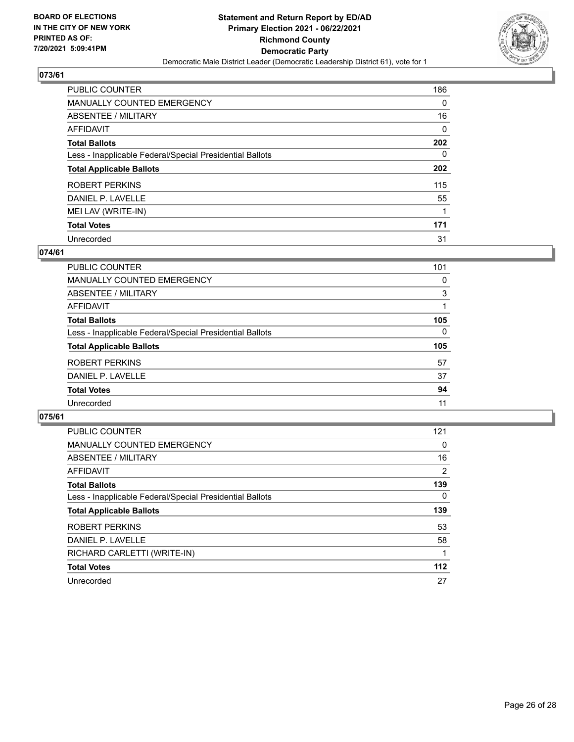## 073/61

| | |
|---|---|
| PUBLIC COUNTER | 186 |
| MANUALLY COUNTED EMERGENCY | 0 |
| ABSENTEE / MILITARY | 16 |
| AFFIDAVIT | 0 |
| **Total Ballots** | **202** |
| Less - Inapplicable Federal/Special Presidential Ballots | 0 |
| **Total Applicable Ballots** | **202** |
| ROBERT PERKINS | 115 |
| DANIEL P. LAVELLE | 55 |
| MEI LAV (WRITE-IN) | 1 |
| **Total Votes** | **171** |
| Unrecorded | 31 |

## 074/61

| | |
|---|---|
| PUBLIC COUNTER | 101 |
| MANUALLY COUNTED EMERGENCY | 0 |
| ABSENTEE / MILITARY | 3 |
| AFFIDAVIT | 1 |
| **Total Ballots** | **105** |
| Less - Inapplicable Federal/Special Presidential Ballots | 0 |
| **Total Applicable Ballots** | **105** |
| ROBERT PERKINS | 57 |
| DANIEL P. LAVELLE | 37 |
| **Total Votes** | **94** |
| Unrecorded | 11 |

## 075/61

| | |
|---|---|
| PUBLIC COUNTER | 121 |
| MANUALLY COUNTED EMERGENCY | 0 |
| ABSENTEE / MILITARY | 16 |
| AFFIDAVIT | 2 |
| **Total Ballots** | **139** |
| Less - Inapplicable Federal/Special Presidential Ballots | 0 |
| **Total Applicable Ballots** | **139** |
| ROBERT PERKINS | 53 |
| DANIEL P. LAVELLE | 58 |
| RICHARD CARLETTI (WRITE-IN) | 1 |
| **Total Votes** | **112** |
| Unrecorded | 27 |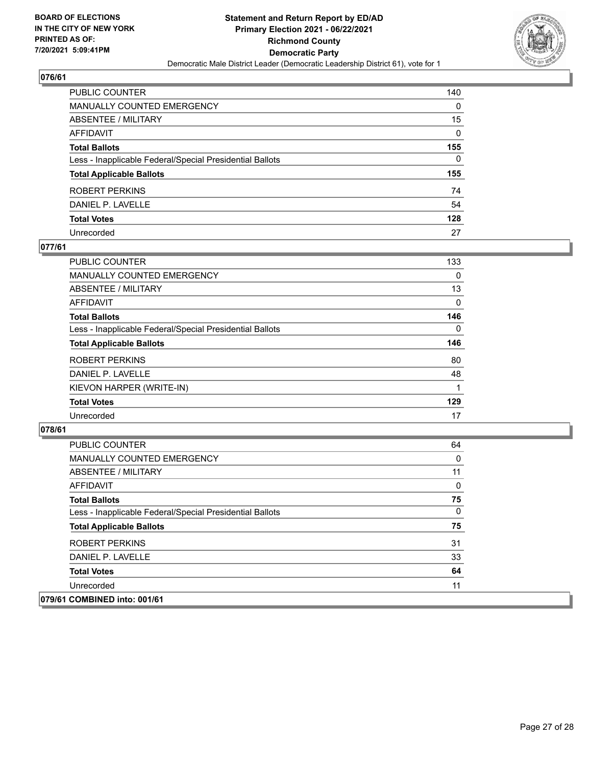## 076/61

| | |
|---|---|
| PUBLIC COUNTER | 140 |
| MANUALLY COUNTED EMERGENCY | 0 |
| ABSENTEE / MILITARY | 15 |
| AFFIDAVIT | 0 |
| **Total Ballots** | **155** |
| Less - Inapplicable Federal/Special Presidential Ballots | 0 |
| **Total Applicable Ballots** | **155** |
| ROBERT PERKINS | 74 |
| DANIEL P. LAVELLE | 54 |
| **Total Votes** | **128** |
| Unrecorded | 27 |

## 077/61

| | |
|---|---|
| PUBLIC COUNTER | 133 |
| MANUALLY COUNTED EMERGENCY | 0 |
| ABSENTEE / MILITARY | 13 |
| AFFIDAVIT | 0 |
| **Total Ballots** | **146** |
| Less - Inapplicable Federal/Special Presidential Ballots | 0 |
| **Total Applicable Ballots** | **146** |
| ROBERT PERKINS | 80 |
| DANIEL P. LAVELLE | 48 |
| KIEVON HARPER (WRITE-IN) | 1 |
| **Total Votes** | **129** |
| Unrecorded | 17 |

## 078/61

| | |
|---|---|
| PUBLIC COUNTER | 64 |
| MANUALLY COUNTED EMERGENCY | 0 |
| ABSENTEE / MILITARY | 11 |
| AFFIDAVIT | 0 |
| **Total Ballots** | **75** |
| Less - Inapplicable Federal/Special Presidential Ballots | 0 |
| **Total Applicable Ballots** | **75** |
| ROBERT PERKINS | 31 |
| DANIEL P. LAVELLE | 33 |
| **Total Votes** | **64** |
| Unrecorded | 11 |

## 079/61 COMBINED into: 001/61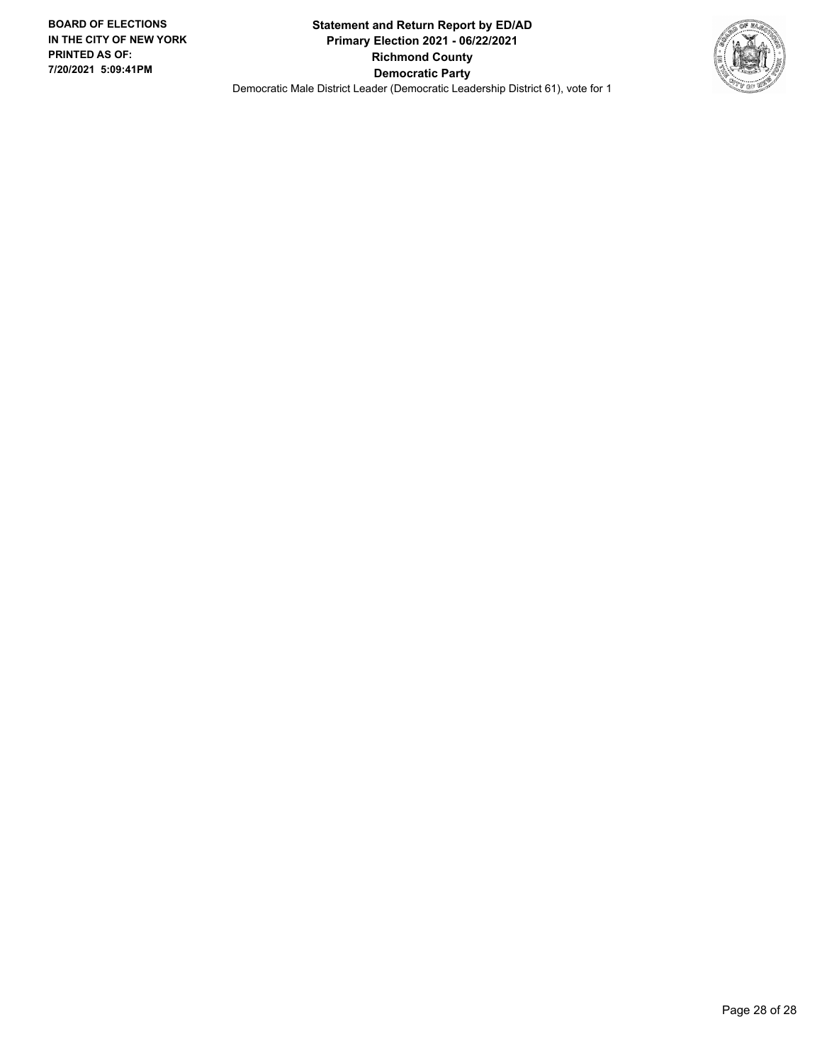**BOARD OF ELECTIONS IN THE CITY OF NEW YORK**
**PRINTED AS OF:**
**7/20/2021 5:09:41PM**

**Statement and Return Report by ED/AD**
**Primary Election 2021 - 06/22/2021**
**Richmond County**
**Democratic Party**

Democratic Male District Leader (Democratic Leadership District 61), vote for 1